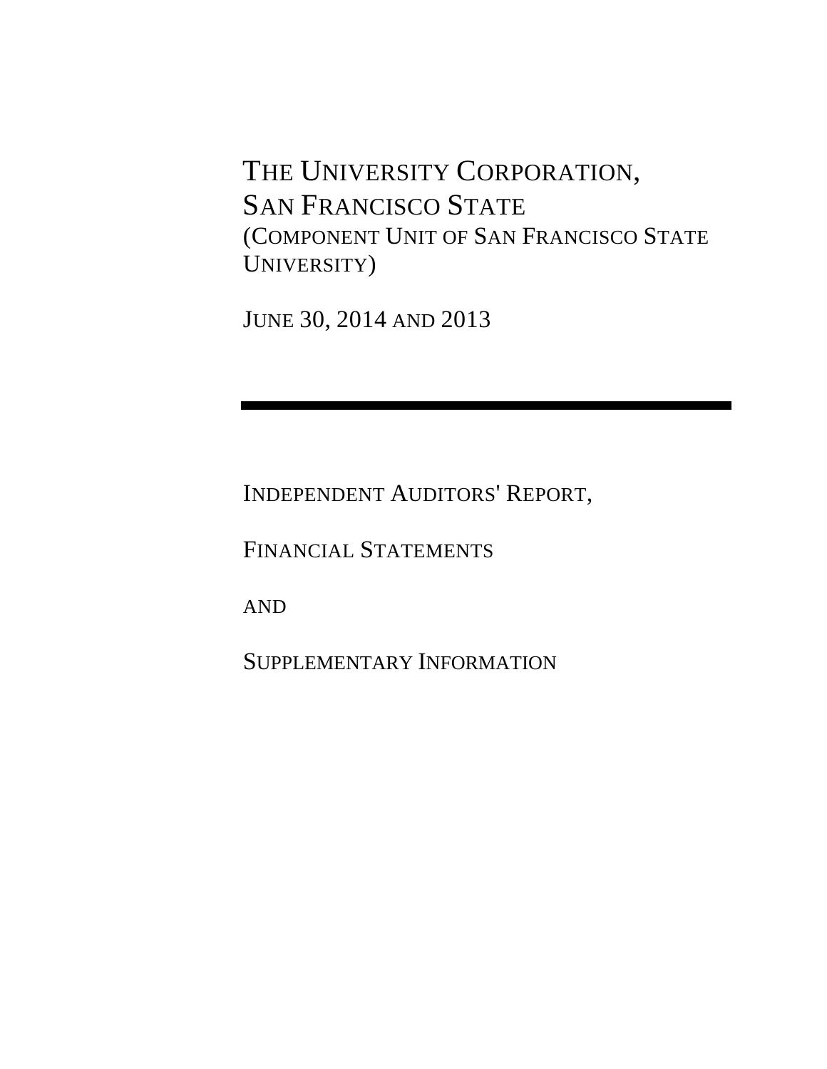# The University Corporation, San Francisco State

(Component Unit of San Francisco State University)

June 30, 2014 and 2013

---

Independent Auditors' Report,

Financial Statements

and

Supplementary Information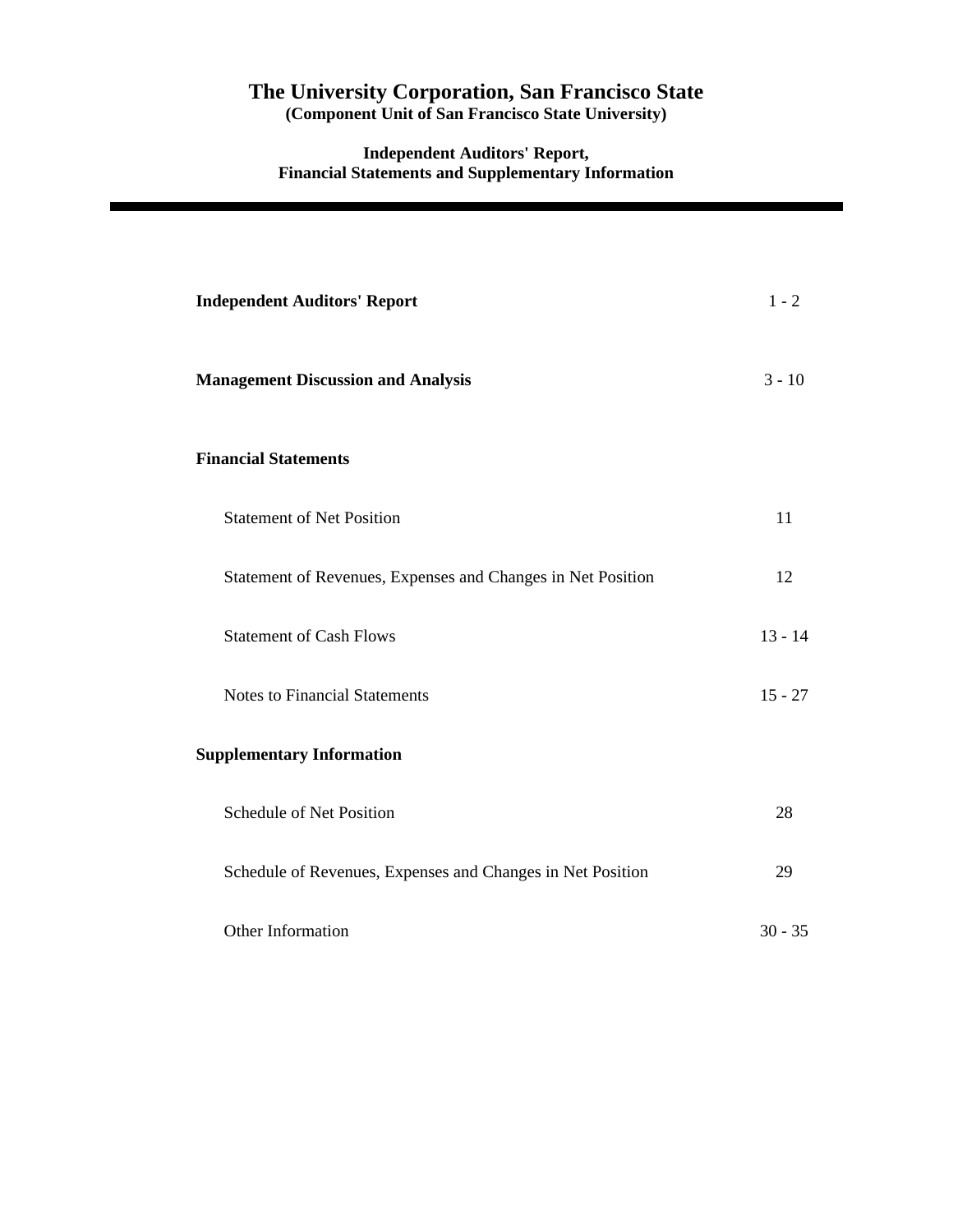# The University Corporation, San Francisco State

**(Component Unit of San Francisco State University)**

**Independent Auditors' Report,**
**Financial Statements and Supplementary Information**

---

| | |
|---|---|
| **Independent Auditors' Report** | 1 - 2 |
| **Management Discussion and Analysis** | 3 - 10 |
| **Financial Statements** | |
| Statement of Net Position | 11 |
| Statement of Revenues, Expenses and Changes in Net Position | 12 |
| Statement of Cash Flows | 13 - 14 |
| Notes to Financial Statements | 15 - 27 |
| **Supplementary Information** | |
| Schedule of Net Position | 28 |
| Schedule of Revenues, Expenses and Changes in Net Position | 29 |
| Other Information | 30 - 35 |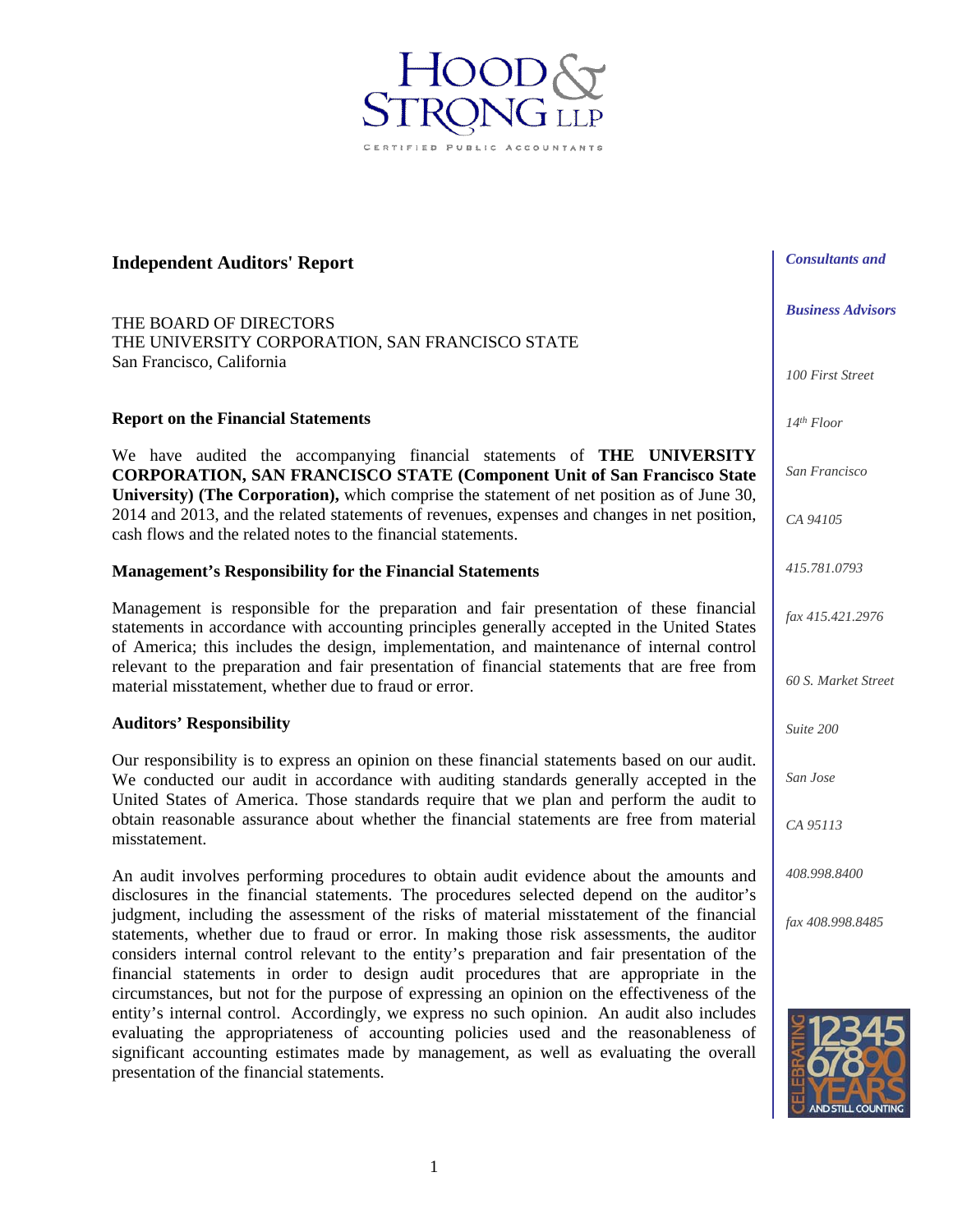HOOD & STRONG LLP

CERTIFIED PUBLIC ACCOUNTANTS

*Consultants and*

*Business Advisors*

*100 First Street*

*14th Floor*

*San Francisco*

*CA 94105*

*415.781.0793*

*fax 415.421.2976*

*60 S. Market Street*

*Suite 200*

*San Jose*

*CA 95113*

*408.998.8400*

*fax 408.998.8485*

## Independent Auditors' Report

THE BOARD OF DIRECTORS
THE UNIVERSITY CORPORATION, SAN FRANCISCO STATE
San Francisco, California

### Report on the Financial Statements

We have audited the accompanying financial statements of **THE UNIVERSITY CORPORATION, SAN FRANCISCO STATE (Component Unit of San Francisco State University) (The Corporation),** which comprise the statement of net position as of June 30, 2014 and 2013, and the related statements of revenues, expenses and changes in net position, cash flows and the related notes to the financial statements.

### Management's Responsibility for the Financial Statements

Management is responsible for the preparation and fair presentation of these financial statements in accordance with accounting principles generally accepted in the United States of America; this includes the design, implementation, and maintenance of internal control relevant to the preparation and fair presentation of financial statements that are free from material misstatement, whether due to fraud or error.

### Auditors' Responsibility

Our responsibility is to express an opinion on these financial statements based on our audit. We conducted our audit in accordance with auditing standards generally accepted in the United States of America. Those standards require that we plan and perform the audit to obtain reasonable assurance about whether the financial statements are free from material misstatement.

An audit involves performing procedures to obtain audit evidence about the amounts and disclosures in the financial statements. The procedures selected depend on the auditor's judgment, including the assessment of the risks of material misstatement of the financial statements, whether due to fraud or error. In making those risk assessments, the auditor considers internal control relevant to the entity's preparation and fair presentation of the financial statements in order to design audit procedures that are appropriate in the circumstances, but not for the purpose of expressing an opinion on the effectiveness of the entity's internal control. Accordingly, we express no such opinion. An audit also includes evaluating the appropriateness of accounting policies used and the reasonableness of significant accounting estimates made by management, as well as evaluating the overall presentation of the financial statements.

CELEBRATING 1234567890 YEARS AND STILL COUNTING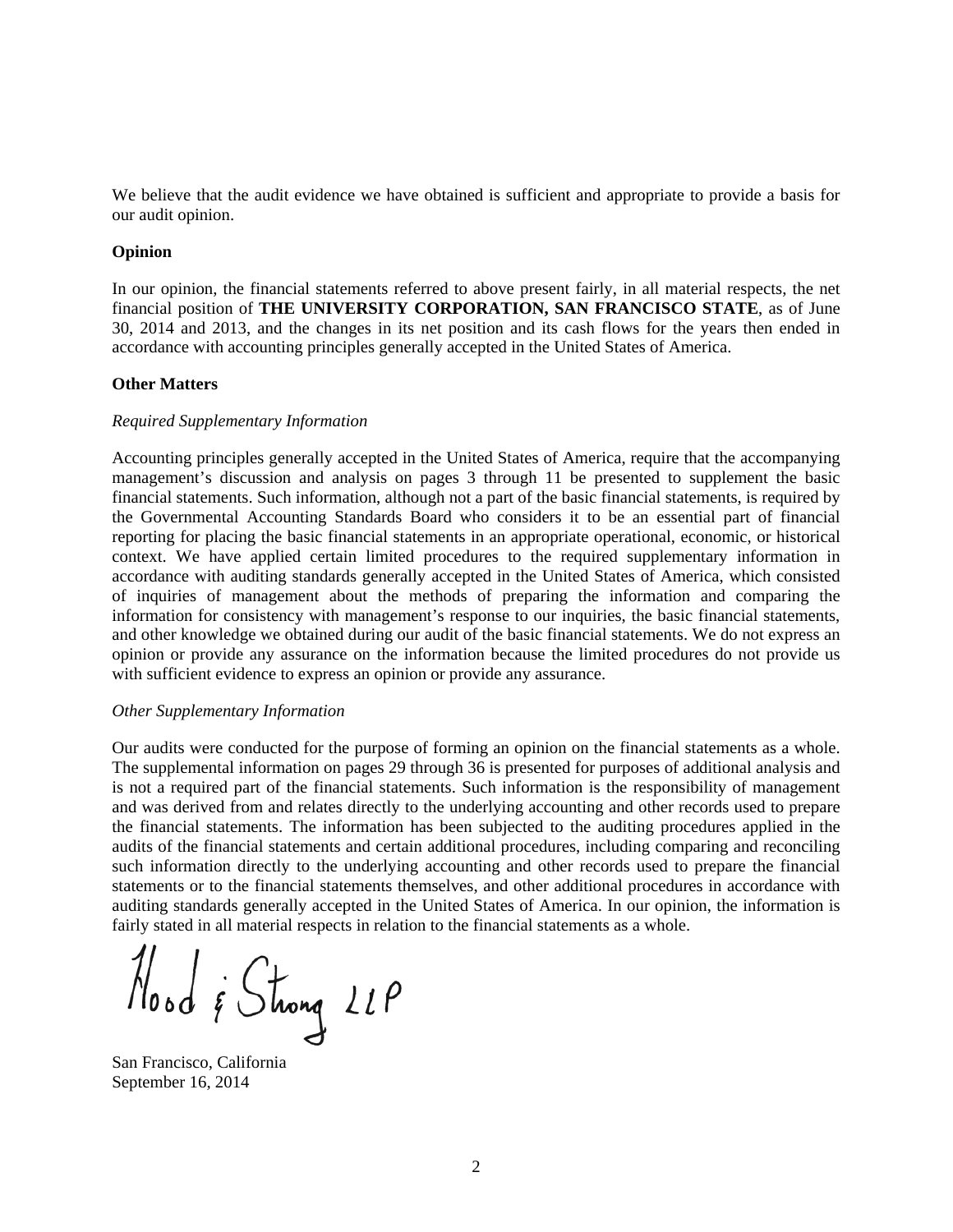We believe that the audit evidence we have obtained is sufficient and appropriate to provide a basis for our audit opinion.

**Opinion**

In our opinion, the financial statements referred to above present fairly, in all material respects, the net financial position of **THE UNIVERSITY CORPORATION, SAN FRANCISCO STATE**, as of June 30, 2014 and 2013, and the changes in its net position and its cash flows for the years then ended in accordance with accounting principles generally accepted in the United States of America.

**Other Matters**

*Required Supplementary Information*

Accounting principles generally accepted in the United States of America, require that the accompanying management's discussion and analysis on pages 3 through 11 be presented to supplement the basic financial statements. Such information, although not a part of the basic financial statements, is required by the Governmental Accounting Standards Board who considers it to be an essential part of financial reporting for placing the basic financial statements in an appropriate operational, economic, or historical context. We have applied certain limited procedures to the required supplementary information in accordance with auditing standards generally accepted in the United States of America, which consisted of inquiries of management about the methods of preparing the information and comparing the information for consistency with management's response to our inquiries, the basic financial statements, and other knowledge we obtained during our audit of the basic financial statements. We do not express an opinion or provide any assurance on the information because the limited procedures do not provide us with sufficient evidence to express an opinion or provide any assurance.

*Other Supplementary Information*

Our audits were conducted for the purpose of forming an opinion on the financial statements as a whole. The supplemental information on pages 29 through 36 is presented for purposes of additional analysis and is not a required part of the financial statements. Such information is the responsibility of management and was derived from and relates directly to the underlying accounting and other records used to prepare the financial statements. The information has been subjected to the auditing procedures applied in the audits of the financial statements and certain additional procedures, including comparing and reconciling such information directly to the underlying accounting and other records used to prepare the financial statements or to the financial statements themselves, and other additional procedures in accordance with auditing standards generally accepted in the United States of America. In our opinion, the information is fairly stated in all material respects in relation to the financial statements as a whole.

Hood & Strong LLP

San Francisco, California
September 16, 2014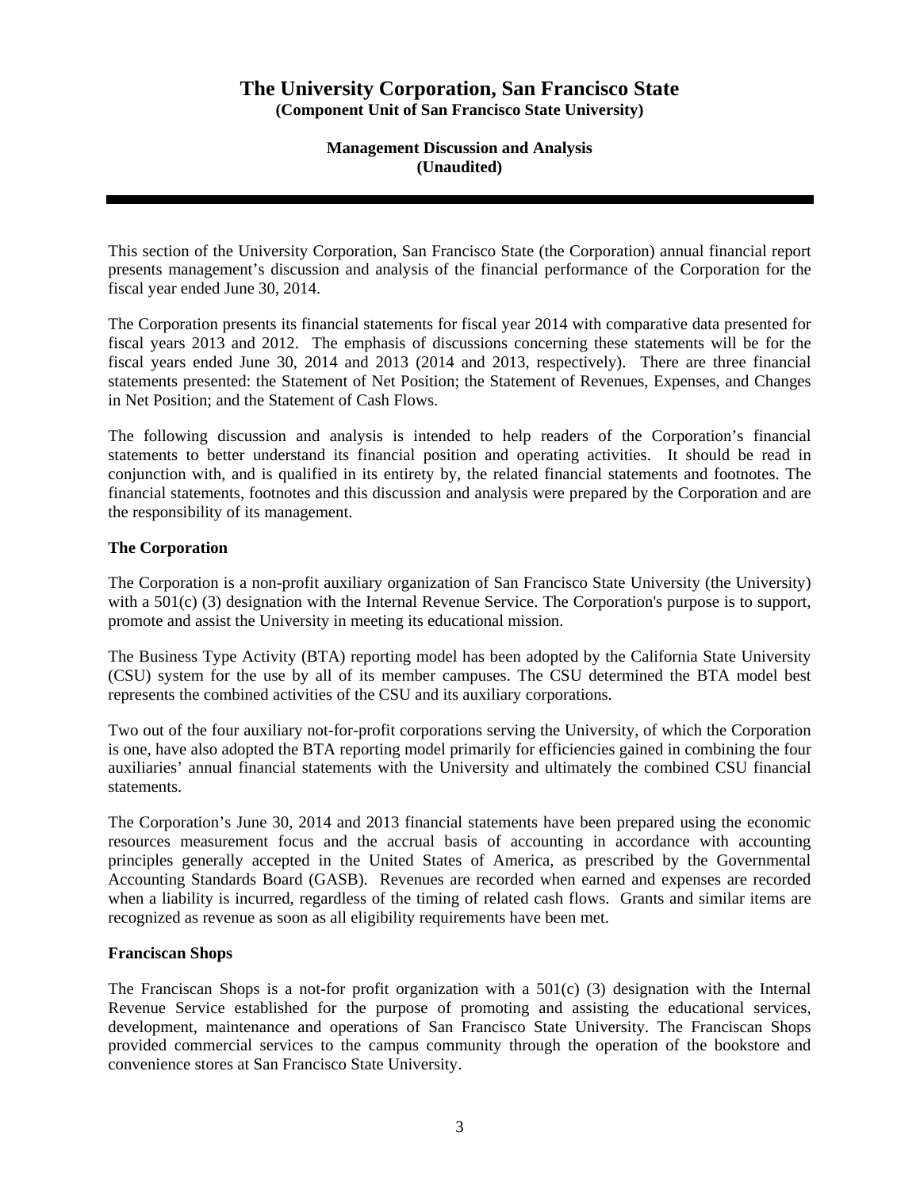# The University Corporation, San Francisco State

**(Component Unit of San Francisco State University)**

**Management Discussion and Analysis**
**(Unaudited)**

---

This section of the University Corporation, San Francisco State (the Corporation) annual financial report presents management's discussion and analysis of the financial performance of the Corporation for the fiscal year ended June 30, 2014.

The Corporation presents its financial statements for fiscal year 2014 with comparative data presented for fiscal years 2013 and 2012. The emphasis of discussions concerning these statements will be for the fiscal years ended June 30, 2014 and 2013 (2014 and 2013, respectively). There are three financial statements presented: the Statement of Net Position; the Statement of Revenues, Expenses, and Changes in Net Position; and the Statement of Cash Flows.

The following discussion and analysis is intended to help readers of the Corporation's financial statements to better understand its financial position and operating activities. It should be read in conjunction with, and is qualified in its entirety by, the related financial statements and footnotes. The financial statements, footnotes and this discussion and analysis were prepared by the Corporation and are the responsibility of its management.

**The Corporation**

The Corporation is a non-profit auxiliary organization of San Francisco State University (the University) with a 501(c) (3) designation with the Internal Revenue Service. The Corporation's purpose is to support, promote and assist the University in meeting its educational mission.

The Business Type Activity (BTA) reporting model has been adopted by the California State University (CSU) system for the use by all of its member campuses. The CSU determined the BTA model best represents the combined activities of the CSU and its auxiliary corporations.

Two out of the four auxiliary not-for-profit corporations serving the University, of which the Corporation is one, have also adopted the BTA reporting model primarily for efficiencies gained in combining the four auxiliaries' annual financial statements with the University and ultimately the combined CSU financial statements.

The Corporation's June 30, 2014 and 2013 financial statements have been prepared using the economic resources measurement focus and the accrual basis of accounting in accordance with accounting principles generally accepted in the United States of America, as prescribed by the Governmental Accounting Standards Board (GASB). Revenues are recorded when earned and expenses are recorded when a liability is incurred, regardless of the timing of related cash flows. Grants and similar items are recognized as revenue as soon as all eligibility requirements have been met.

**Franciscan Shops**

The Franciscan Shops is a not-for profit organization with a 501(c) (3) designation with the Internal Revenue Service established for the purpose of promoting and assisting the educational services, development, maintenance and operations of San Francisco State University. The Franciscan Shops provided commercial services to the campus community through the operation of the bookstore and convenience stores at San Francisco State University.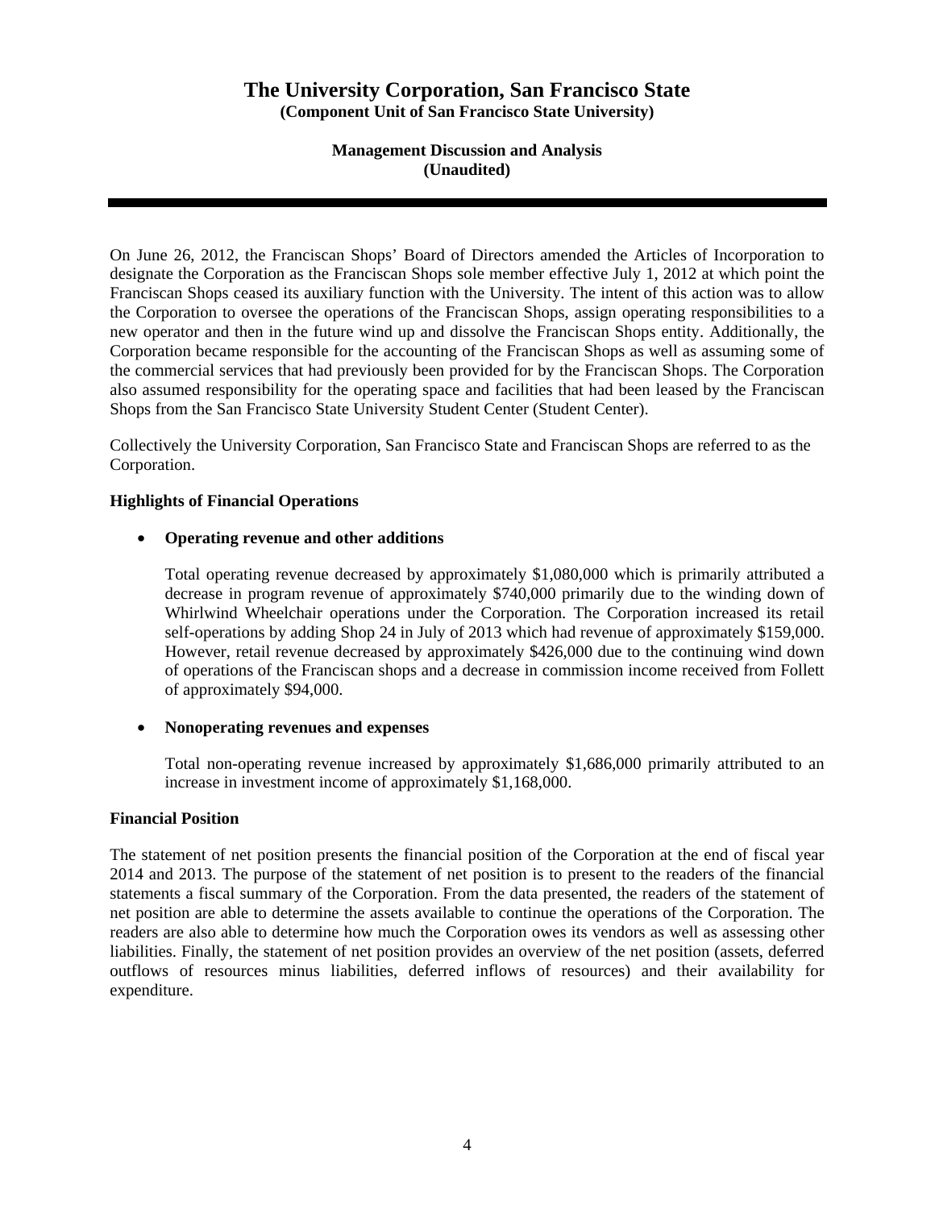On June 26, 2012, the Franciscan Shops' Board of Directors amended the Articles of Incorporation to designate the Corporation as the Franciscan Shops sole member effective July 1, 2012 at which point the Franciscan Shops ceased its auxiliary function with the University. The intent of this action was to allow the Corporation to oversee the operations of the Franciscan Shops, assign operating responsibilities to a new operator and then in the future wind up and dissolve the Franciscan Shops entity. Additionally, the Corporation became responsible for the accounting of the Franciscan Shops as well as assuming some of the commercial services that had previously been provided for by the Franciscan Shops. The Corporation also assumed responsibility for the operating space and facilities that had been leased by the Franciscan Shops from the San Francisco State University Student Center (Student Center).

Collectively the University Corporation, San Francisco State and Franciscan Shops are referred to as the Corporation.

**Highlights of Financial Operations**

- **Operating revenue and other additions**

  Total operating revenue decreased by approximately $1,080,000 which is primarily attributed a decrease in program revenue of approximately $740,000 primarily due to the winding down of Whirlwind Wheelchair operations under the Corporation. The Corporation increased its retail self-operations by adding Shop 24 in July of 2013 which had revenue of approximately $159,000. However, retail revenue decreased by approximately $426,000 due to the continuing wind down of operations of the Franciscan shops and a decrease in commission income received from Follett of approximately $94,000.

- **Nonoperating revenues and expenses**

  Total non-operating revenue increased by approximately $1,686,000 primarily attributed to an increase in investment income of approximately $1,168,000.

**Financial Position**

The statement of net position presents the financial position of the Corporation at the end of fiscal year 2014 and 2013. The purpose of the statement of net position is to present to the readers of the financial statements a fiscal summary of the Corporation. From the data presented, the readers of the statement of net position are able to determine the assets available to continue the operations of the Corporation. The readers are also able to determine how much the Corporation owes its vendors as well as assessing other liabilities. Finally, the statement of net position provides an overview of the net position (assets, deferred outflows of resources minus liabilities, deferred inflows of resources) and their availability for expenditure.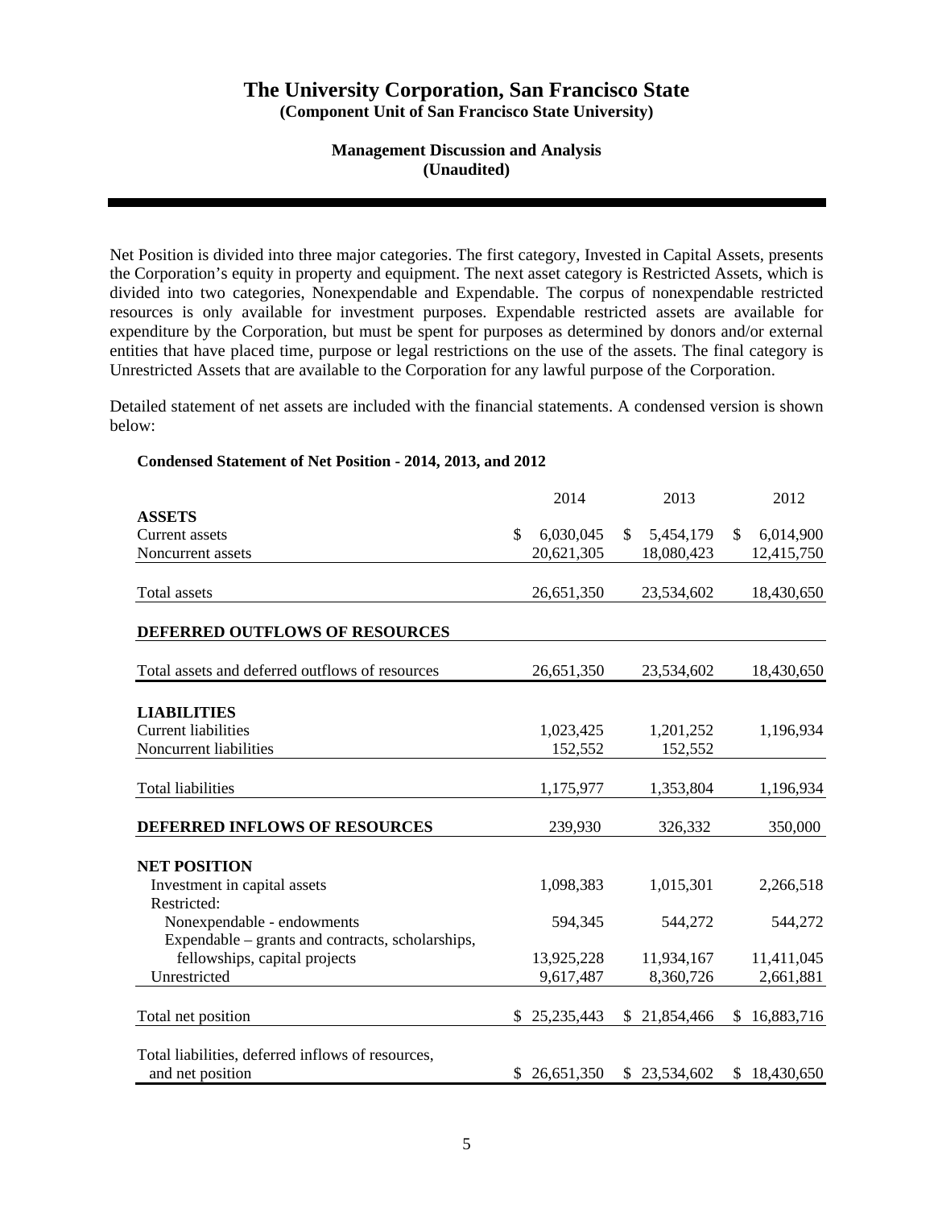# The University Corporation, San Francisco State
**(Component Unit of San Francisco State University)**

**Management Discussion and Analysis**
**(Unaudited)**

Net Position is divided into three major categories. The first category, Invested in Capital Assets, presents the Corporation's equity in property and equipment. The next asset category is Restricted Assets, which is divided into two categories, Nonexpendable and Expendable. The corpus of nonexpendable restricted resources is only available for investment purposes. Expendable restricted assets are available for expenditure by the Corporation, but must be spent for purposes as determined by donors and/or external entities that have placed time, purpose or legal restrictions on the use of the assets. The final category is Unrestricted Assets that are available to the Corporation for any lawful purpose of the Corporation.

Detailed statement of net assets are included with the financial statements. A condensed version is shown below:

**Condensed Statement of Net Position - 2014, 2013, and 2012**

| | 2014 | 2013 | 2012 |
|---|---|---|---|
| **ASSETS** | | | |
| Current assets | $ 6,030,045 | $ 5,454,179 | $ 6,014,900 |
| Noncurrent assets | 20,621,305 | 18,080,423 | 12,415,750 |
| Total assets | 26,651,350 | 23,534,602 | 18,430,650 |
| **DEFERRED OUTFLOWS OF RESOURCES** | | | |
| Total assets and deferred outflows of resources | 26,651,350 | 23,534,602 | 18,430,650 |
| **LIABILITIES** | | | |
| Current liabilities | 1,023,425 | 1,201,252 | 1,196,934 |
| Noncurrent liabilities | 152,552 | 152,552 | |
| Total liabilities | 1,175,977 | 1,353,804 | 1,196,934 |
| **DEFERRED INFLOWS OF RESOURCES** | 239,930 | 326,332 | 350,000 |
| **NET POSITION** | | | |
| Investment in capital assets | 1,098,383 | 1,015,301 | 2,266,518 |
| Restricted: | | | |
| Nonexpendable - endowments | 594,345 | 544,272 | 544,272 |
| Expendable – grants and contracts, scholarships, fellowships, capital projects | 13,925,228 | 11,934,167 | 11,411,045 |
| Unrestricted | 9,617,487 | 8,360,726 | 2,661,881 |
| Total net position | $ 25,235,443 | $ 21,854,466 | $ 16,883,716 |
| Total liabilities, deferred inflows of resources, and net position | $ 26,651,350 | $ 23,534,602 | $ 18,430,650 |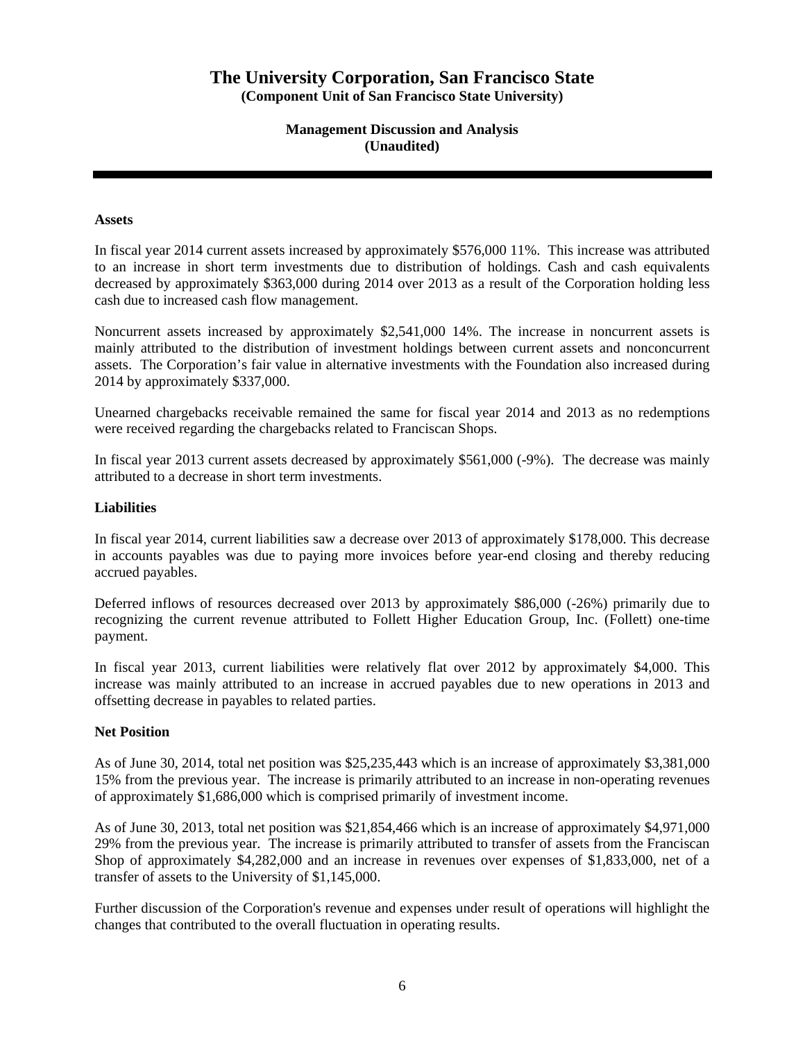# The University Corporation, San Francisco State

**(Component Unit of San Francisco State University)**

**Management Discussion and Analysis**
**(Unaudited)**

---

**Assets**

In fiscal year 2014 current assets increased by approximately $576,000 11%. This increase was attributed to an increase in short term investments due to distribution of holdings. Cash and cash equivalents decreased by approximately $363,000 during 2014 over 2013 as a result of the Corporation holding less cash due to increased cash flow management.

Noncurrent assets increased by approximately $2,541,000 14%. The increase in noncurrent assets is mainly attributed to the distribution of investment holdings between current assets and nonconcurrent assets. The Corporation's fair value in alternative investments with the Foundation also increased during 2014 by approximately $337,000.

Unearned chargebacks receivable remained the same for fiscal year 2014 and 2013 as no redemptions were received regarding the chargebacks related to Franciscan Shops.

In fiscal year 2013 current assets decreased by approximately $561,000 (-9%). The decrease was mainly attributed to a decrease in short term investments.

**Liabilities**

In fiscal year 2014, current liabilities saw a decrease over 2013 of approximately $178,000. This decrease in accounts payables was due to paying more invoices before year-end closing and thereby reducing accrued payables.

Deferred inflows of resources decreased over 2013 by approximately $86,000 (-26%) primarily due to recognizing the current revenue attributed to Follett Higher Education Group, Inc. (Follett) one-time payment.

In fiscal year 2013, current liabilities were relatively flat over 2012 by approximately $4,000. This increase was mainly attributed to an increase in accrued payables due to new operations in 2013 and offsetting decrease in payables to related parties.

**Net Position**

As of June 30, 2014, total net position was $25,235,443 which is an increase of approximately $3,381,000 15% from the previous year. The increase is primarily attributed to an increase in non-operating revenues of approximately $1,686,000 which is comprised primarily of investment income.

As of June 30, 2013, total net position was $21,854,466 which is an increase of approximately $4,971,000 29% from the previous year. The increase is primarily attributed to transfer of assets from the Franciscan Shop of approximately $4,282,000 and an increase in revenues over expenses of $1,833,000, net of a transfer of assets to the University of $1,145,000.

Further discussion of the Corporation's revenue and expenses under result of operations will highlight the changes that contributed to the overall fluctuation in operating results.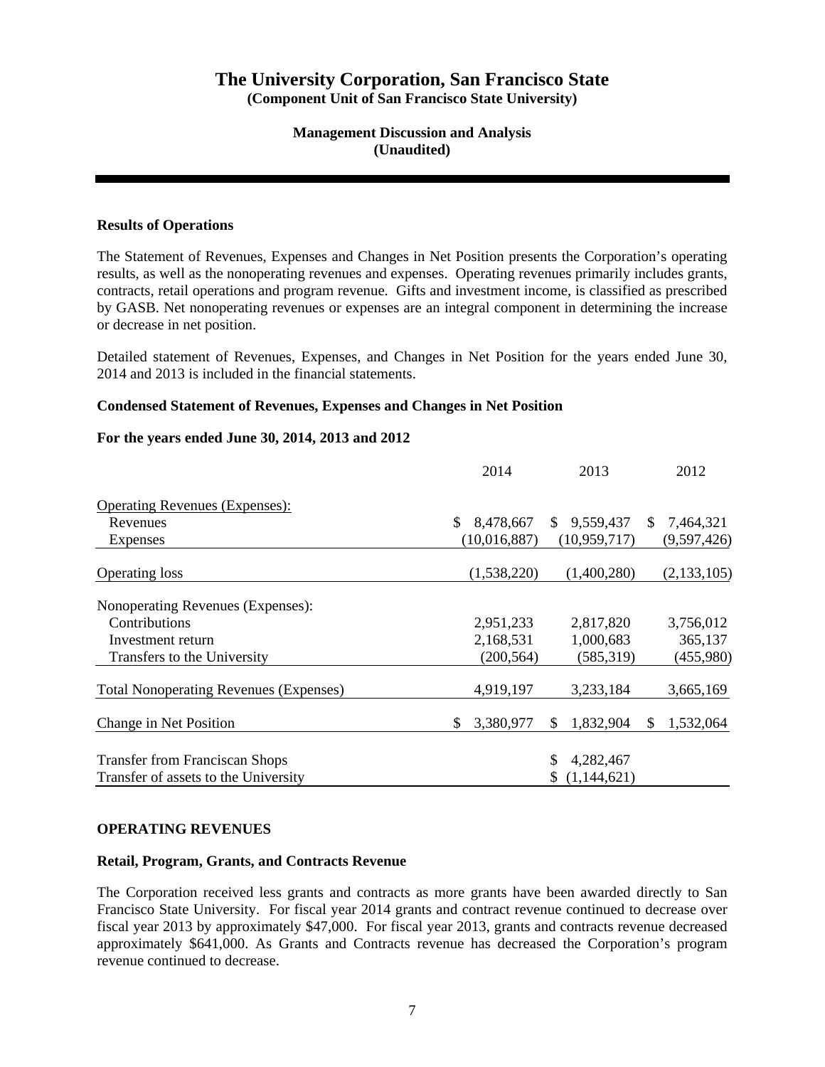# The University Corporation, San Francisco State

**(Component Unit of San Francisco State University)**

**Management Discussion and Analysis**
**(Unaudited)**

### Results of Operations

The Statement of Revenues, Expenses and Changes in Net Position presents the Corporation's operating results, as well as the nonoperating revenues and expenses. Operating revenues primarily includes grants, contracts, retail operations and program revenue. Gifts and investment income, is classified as prescribed by GASB. Net nonoperating revenues or expenses are an integral component in determining the increase or decrease in net position.

Detailed statement of Revenues, Expenses, and Changes in Net Position for the years ended June 30, 2014 and 2013 is included in the financial statements.

### Condensed Statement of Revenues, Expenses and Changes in Net Position

**For the years ended June 30, 2014, 2013 and 2012**

| | 2014 | 2013 | 2012 |
|---|---|---|---|
| Operating Revenues (Expenses): | | | |
| Revenues | $ 8,478,667 | $ 9,559,437 | $ 7,464,321 |
| Expenses | (10,016,887) | (10,959,717) | (9,597,426) |
| Operating loss | (1,538,220) | (1,400,280) | (2,133,105) |
| Nonoperating Revenues (Expenses): | | | |
| Contributions | 2,951,233 | 2,817,820 | 3,756,012 |
| Investment return | 2,168,531 | 1,000,683 | 365,137 |
| Transfers to the University | (200,564) | (585,319) | (455,980) |
| Total Nonoperating Revenues (Expenses) | 4,919,197 | 3,233,184 | 3,665,169 |
| Change in Net Position | $ 3,380,977 | $ 1,832,904 | $ 1,532,064 |
| Transfer from Franciscan Shops | | $ 4,282,467 | |
| Transfer of assets to the University | | $ (1,144,621) | |

## OPERATING REVENUES

### Retail, Program, Grants, and Contracts Revenue

The Corporation received less grants and contracts as more grants have been awarded directly to San Francisco State University. For fiscal year 2014 grants and contract revenue continued to decrease over fiscal year 2013 by approximately $47,000. For fiscal year 2013, grants and contracts revenue decreased approximately $641,000. As Grants and Contracts revenue has decreased the Corporation's program revenue continued to decrease.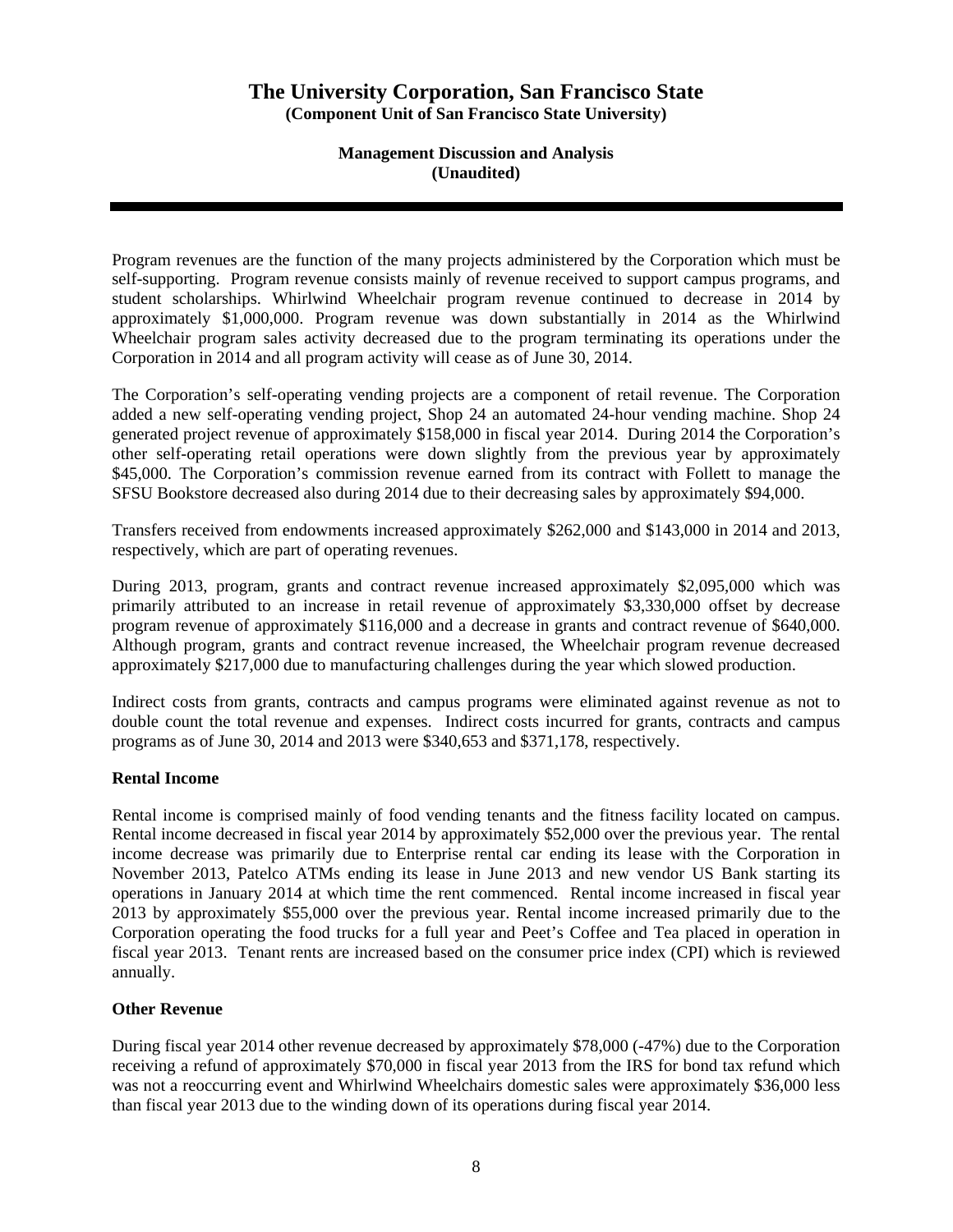Program revenues are the function of the many projects administered by the Corporation which must be self-supporting. Program revenue consists mainly of revenue received to support campus programs, and student scholarships. Whirlwind Wheelchair program revenue continued to decrease in 2014 by approximately $1,000,000. Program revenue was down substantially in 2014 as the Whirlwind Wheelchair program sales activity decreased due to the program terminating its operations under the Corporation in 2014 and all program activity will cease as of June 30, 2014.

The Corporation's self-operating vending projects are a component of retail revenue. The Corporation added a new self-operating vending project, Shop 24 an automated 24-hour vending machine. Shop 24 generated project revenue of approximately $158,000 in fiscal year 2014. During 2014 the Corporation's other self-operating retail operations were down slightly from the previous year by approximately $45,000. The Corporation's commission revenue earned from its contract with Follett to manage the SFSU Bookstore decreased also during 2014 due to their decreasing sales by approximately $94,000.

Transfers received from endowments increased approximately $262,000 and $143,000 in 2014 and 2013, respectively, which are part of operating revenues.

During 2013, program, grants and contract revenue increased approximately $2,095,000 which was primarily attributed to an increase in retail revenue of approximately $3,330,000 offset by decrease program revenue of approximately $116,000 and a decrease in grants and contract revenue of $640,000. Although program, grants and contract revenue increased, the Wheelchair program revenue decreased approximately $217,000 due to manufacturing challenges during the year which slowed production.

Indirect costs from grants, contracts and campus programs were eliminated against revenue as not to double count the total revenue and expenses. Indirect costs incurred for grants, contracts and campus programs as of June 30, 2014 and 2013 were $340,653 and $371,178, respectively.

**Rental Income**

Rental income is comprised mainly of food vending tenants and the fitness facility located on campus. Rental income decreased in fiscal year 2014 by approximately $52,000 over the previous year. The rental income decrease was primarily due to Enterprise rental car ending its lease with the Corporation in November 2013, Patelco ATMs ending its lease in June 2013 and new vendor US Bank starting its operations in January 2014 at which time the rent commenced. Rental income increased in fiscal year 2013 by approximately $55,000 over the previous year. Rental income increased primarily due to the Corporation operating the food trucks for a full year and Peet's Coffee and Tea placed in operation in fiscal year 2013. Tenant rents are increased based on the consumer price index (CPI) which is reviewed annually.

**Other Revenue**

During fiscal year 2014 other revenue decreased by approximately $78,000 (-47%) due to the Corporation receiving a refund of approximately $70,000 in fiscal year 2013 from the IRS for bond tax refund which was not a reoccurring event and Whirlwind Wheelchairs domestic sales were approximately $36,000 less than fiscal year 2013 due to the winding down of its operations during fiscal year 2014.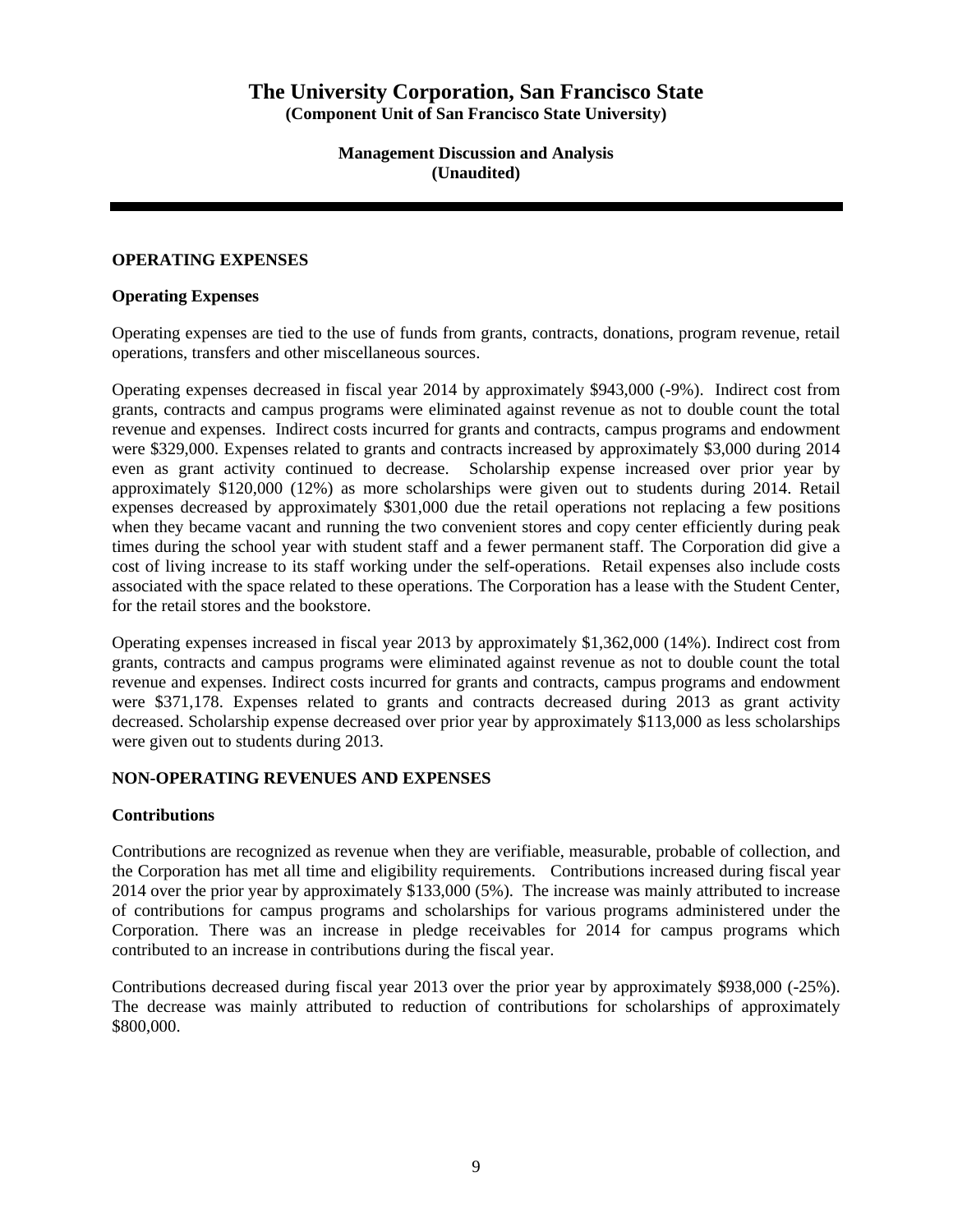# The University Corporation, San Francisco State

**(Component Unit of San Francisco State University)**

**Management Discussion and Analysis**
**(Unaudited)**

## OPERATING EXPENSES

### Operating Expenses

Operating expenses are tied to the use of funds from grants, contracts, donations, program revenue, retail operations, transfers and other miscellaneous sources.

Operating expenses decreased in fiscal year 2014 by approximately $943,000 (-9%). Indirect cost from grants, contracts and campus programs were eliminated against revenue as not to double count the total revenue and expenses. Indirect costs incurred for grants and contracts, campus programs and endowment were $329,000. Expenses related to grants and contracts increased by approximately $3,000 during 2014 even as grant activity continued to decrease. Scholarship expense increased over prior year by approximately $120,000 (12%) as more scholarships were given out to students during 2014. Retail expenses decreased by approximately $301,000 due the retail operations not replacing a few positions when they became vacant and running the two convenient stores and copy center efficiently during peak times during the school year with student staff and a fewer permanent staff. The Corporation did give a cost of living increase to its staff working under the self-operations. Retail expenses also include costs associated with the space related to these operations. The Corporation has a lease with the Student Center, for the retail stores and the bookstore.

Operating expenses increased in fiscal year 2013 by approximately $1,362,000 (14%). Indirect cost from grants, contracts and campus programs were eliminated against revenue as not to double count the total revenue and expenses. Indirect costs incurred for grants and contracts, campus programs and endowment were $371,178. Expenses related to grants and contracts decreased during 2013 as grant activity decreased. Scholarship expense decreased over prior year by approximately $113,000 as less scholarships were given out to students during 2013.

## NON-OPERATING REVENUES AND EXPENSES

### Contributions

Contributions are recognized as revenue when they are verifiable, measurable, probable of collection, and the Corporation has met all time and eligibility requirements. Contributions increased during fiscal year 2014 over the prior year by approximately $133,000 (5%). The increase was mainly attributed to increase of contributions for campus programs and scholarships for various programs administered under the Corporation. There was an increase in pledge receivables for 2014 for campus programs which contributed to an increase in contributions during the fiscal year.

Contributions decreased during fiscal year 2013 over the prior year by approximately $938,000 (-25%). The decrease was mainly attributed to reduction of contributions for scholarships of approximately $800,000.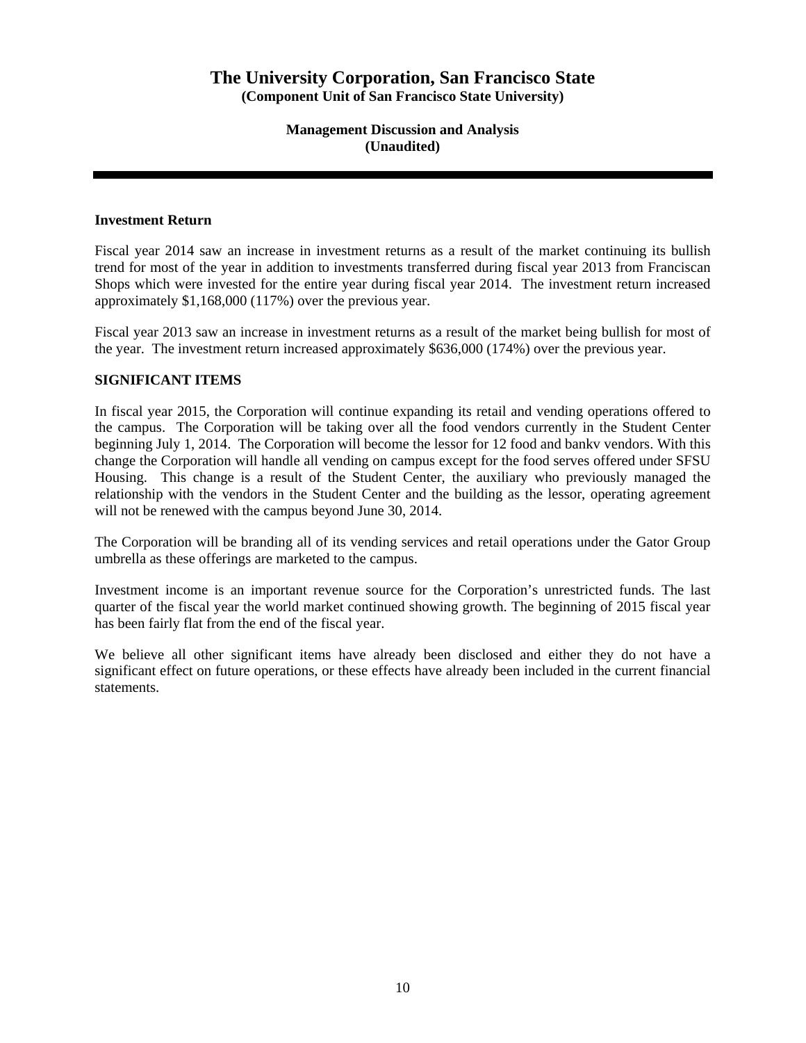## Investment Return

Fiscal year 2014 saw an increase in investment returns as a result of the market continuing its bullish trend for most of the year in addition to investments transferred during fiscal year 2013 from Franciscan Shops which were invested for the entire year during fiscal year 2014. The investment return increased approximately $1,168,000 (117%) over the previous year.

Fiscal year 2013 saw an increase in investment returns as a result of the market being bullish for most of the year. The investment return increased approximately $636,000 (174%) over the previous year.

## SIGNIFICANT ITEMS

In fiscal year 2015, the Corporation will continue expanding its retail and vending operations offered to the campus. The Corporation will be taking over all the food vendors currently in the Student Center beginning July 1, 2014. The Corporation will become the lessor for 12 food and bankv vendors. With this change the Corporation will handle all vending on campus except for the food serves offered under SFSU Housing. This change is a result of the Student Center, the auxiliary who previously managed the relationship with the vendors in the Student Center and the building as the lessor, operating agreement will not be renewed with the campus beyond June 30, 2014.

The Corporation will be branding all of its vending services and retail operations under the Gator Group umbrella as these offerings are marketed to the campus.

Investment income is an important revenue source for the Corporation's unrestricted funds. The last quarter of the fiscal year the world market continued showing growth. The beginning of 2015 fiscal year has been fairly flat from the end of the fiscal year.

We believe all other significant items have already been disclosed and either they do not have a significant effect on future operations, or these effects have already been included in the current financial statements.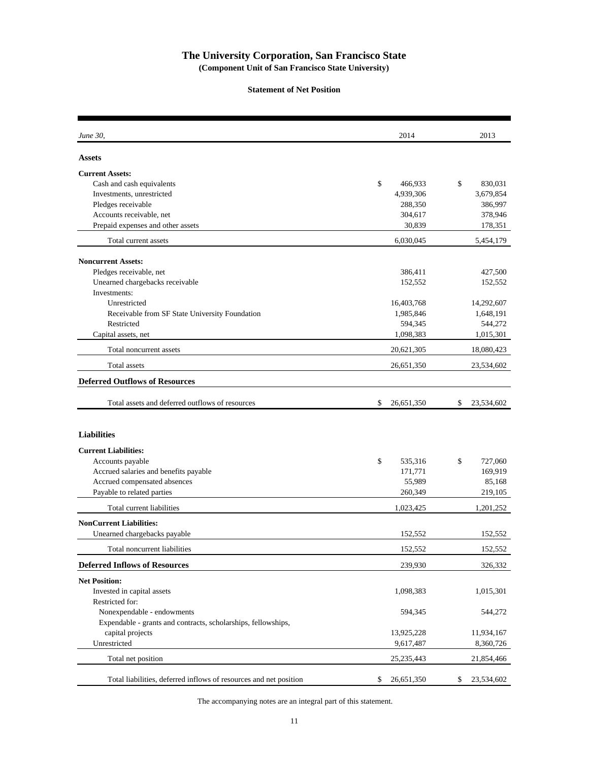# The University Corporation, San Francisco State

**(Component Unit of San Francisco State University)**

**Statement of Net Position**

| *June 30,* | 2014 | 2013 |
|---|---|---|
| **Assets** | | |
| **Current Assets:** | | |
| Cash and cash equivalents | $ 466,933 | $ 830,031 |
| Investments, unrestricted | 4,939,306 | 3,679,854 |
| Pledges receivable | 288,350 | 386,997 |
| Accounts receivable, net | 304,617 | 378,946 |
| Prepaid expenses and other assets | 30,839 | 178,351 |
| Total current assets | 6,030,045 | 5,454,179 |
| **Noncurrent Assets:** | | |
| Pledges receivable, net | 386,411 | 427,500 |
| Unearned chargebacks receivable | 152,552 | 152,552 |
| Investments: | | |
| Unrestricted | 16,403,768 | 14,292,607 |
| Receivable from SF State University Foundation | 1,985,846 | 1,648,191 |
| Restricted | 594,345 | 544,272 |
| Capital assets, net | 1,098,383 | 1,015,301 |
| Total noncurrent assets | 20,621,305 | 18,080,423 |
| Total assets | 26,651,350 | 23,534,602 |
| **Deferred Outflows of Resources** | | |
| Total assets and deferred outflows of resources | $ 26,651,350 | $ 23,534,602 |
| **Liabilities** | | |
| **Current Liabilities:** | | |
| Accounts payable | $ 535,316 | $ 727,060 |
| Accrued salaries and benefits payable | 171,771 | 169,919 |
| Accrued compensated absences | 55,989 | 85,168 |
| Payable to related parties | 260,349 | 219,105 |
| Total current liabilities | 1,023,425 | 1,201,252 |
| **NonCurrent Liabilities:** | | |
| Unearned chargebacks payable | 152,552 | 152,552 |
| Total noncurrent liabilities | 152,552 | 152,552 |
| **Deferred Inflows of Resources** | 239,930 | 326,332 |
| **Net Position:** | | |
| Invested in capital assets | 1,098,383 | 1,015,301 |
| Restricted for: | | |
| Nonexpendable - endowments | 594,345 | 544,272 |
| Expendable - grants and contracts, scholarships, fellowships, capital projects | 13,925,228 | 11,934,167 |
| Unrestricted | 9,617,487 | 8,360,726 |
| Total net position | 25,235,443 | 21,854,466 |
| Total liabilities, deferred inflows of resources and net position | $ 26,651,350 | $ 23,534,602 |

The accompanying notes are an integral part of this statement.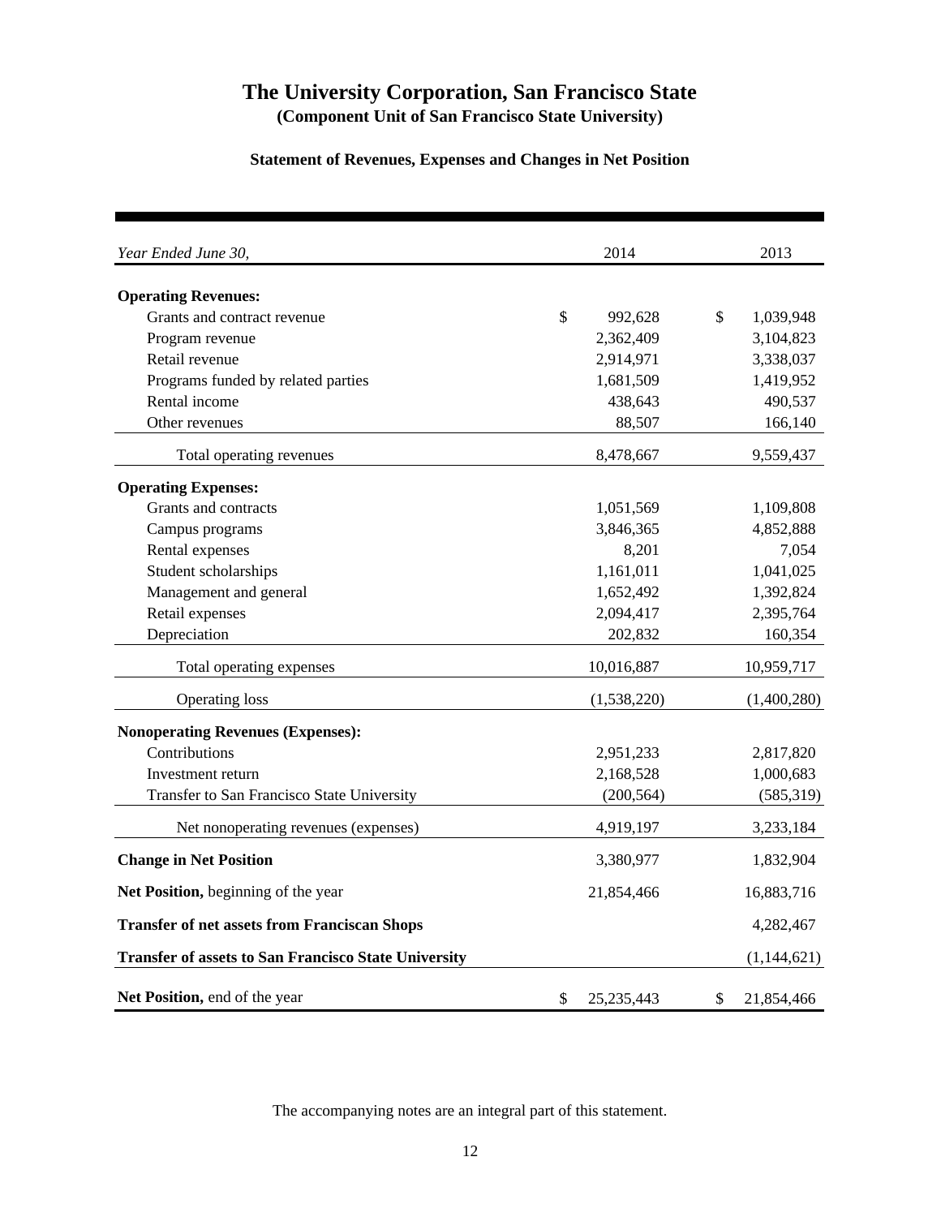# The University Corporation, San Francisco State

**(Component Unit of San Francisco State University)**

**Statement of Revenues, Expenses and Changes in Net Position**

| *Year Ended June 30,* | 2014 | 2013 |
|---|---|---|
| **Operating Revenues:** | | |
| Grants and contract revenue | $ 992,628 | $ 1,039,948 |
| Program revenue | 2,362,409 | 3,104,823 |
| Retail revenue | 2,914,971 | 3,338,037 |
| Programs funded by related parties | 1,681,509 | 1,419,952 |
| Rental income | 438,643 | 490,537 |
| Other revenues | 88,507 | 166,140 |
| Total operating revenues | 8,478,667 | 9,559,437 |
| **Operating Expenses:** | | |
| Grants and contracts | 1,051,569 | 1,109,808 |
| Campus programs | 3,846,365 | 4,852,888 |
| Rental expenses | 8,201 | 7,054 |
| Student scholarships | 1,161,011 | 1,041,025 |
| Management and general | 1,652,492 | 1,392,824 |
| Retail expenses | 2,094,417 | 2,395,764 |
| Depreciation | 202,832 | 160,354 |
| Total operating expenses | 10,016,887 | 10,959,717 |
| Operating loss | (1,538,220) | (1,400,280) |
| **Nonoperating Revenues (Expenses):** | | |
| Contributions | 2,951,233 | 2,817,820 |
| Investment return | 2,168,528 | 1,000,683 |
| Transfer to San Francisco State University | (200,564) | (585,319) |
| Net nonoperating revenues (expenses) | 4,919,197 | 3,233,184 |
| **Change in Net Position** | 3,380,977 | 1,832,904 |
| **Net Position,** beginning of the year | 21,854,466 | 16,883,716 |
| **Transfer of net assets from Franciscan Shops** | | 4,282,467 |
| **Transfer of assets to San Francisco State University** | | (1,144,621) |
| **Net Position,** end of the year | $ 25,235,443 | $ 21,854,466 |

The accompanying notes are an integral part of this statement.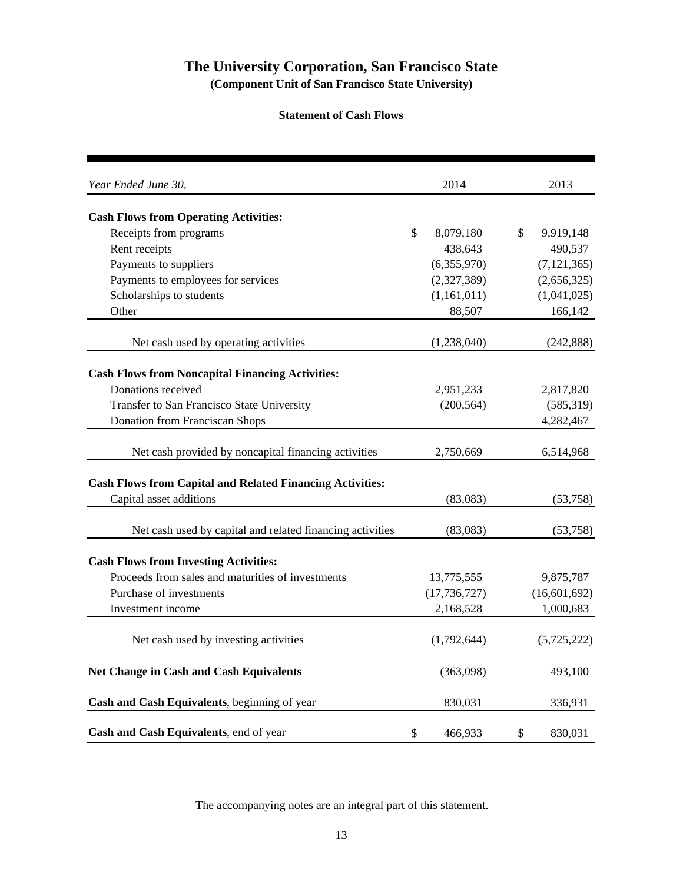# The University Corporation, San Francisco State

**(Component Unit of San Francisco State University)**

**Statement of Cash Flows**

| *Year Ended June 30,* | 2014 | 2013 |
|---|---|---|
| **Cash Flows from Operating Activities:** | | |
| Receipts from programs | $ 8,079,180 | $ 9,919,148 |
| Rent receipts | 438,643 | 490,537 |
| Payments to suppliers | (6,355,970) | (7,121,365) |
| Payments to employees for services | (2,327,389) | (2,656,325) |
| Scholarships to students | (1,161,011) | (1,041,025) |
| Other | 88,507 | 166,142 |
| Net cash used by operating activities | (1,238,040) | (242,888) |
| **Cash Flows from Noncapital Financing Activities:** | | |
| Donations received | 2,951,233 | 2,817,820 |
| Transfer to San Francisco State University | (200,564) | (585,319) |
| Donation from Franciscan Shops | | 4,282,467 |
| Net cash provided by noncapital financing activities | 2,750,669 | 6,514,968 |
| **Cash Flows from Capital and Related Financing Activities:** | | |
| Capital asset additions | (83,083) | (53,758) |
| Net cash used by capital and related financing activities | (83,083) | (53,758) |
| **Cash Flows from Investing Activities:** | | |
| Proceeds from sales and maturities of investments | 13,775,555 | 9,875,787 |
| Purchase of investments | (17,736,727) | (16,601,692) |
| Investment income | 2,168,528 | 1,000,683 |
| Net cash used by investing activities | (1,792,644) | (5,725,222) |
| **Net Change in Cash and Cash Equivalents** | (363,098) | 493,100 |
| **Cash and Cash Equivalents**, beginning of year | 830,031 | 336,931 |
| **Cash and Cash Equivalents**, end of year | $ 466,933 | $ 830,031 |

The accompanying notes are an integral part of this statement.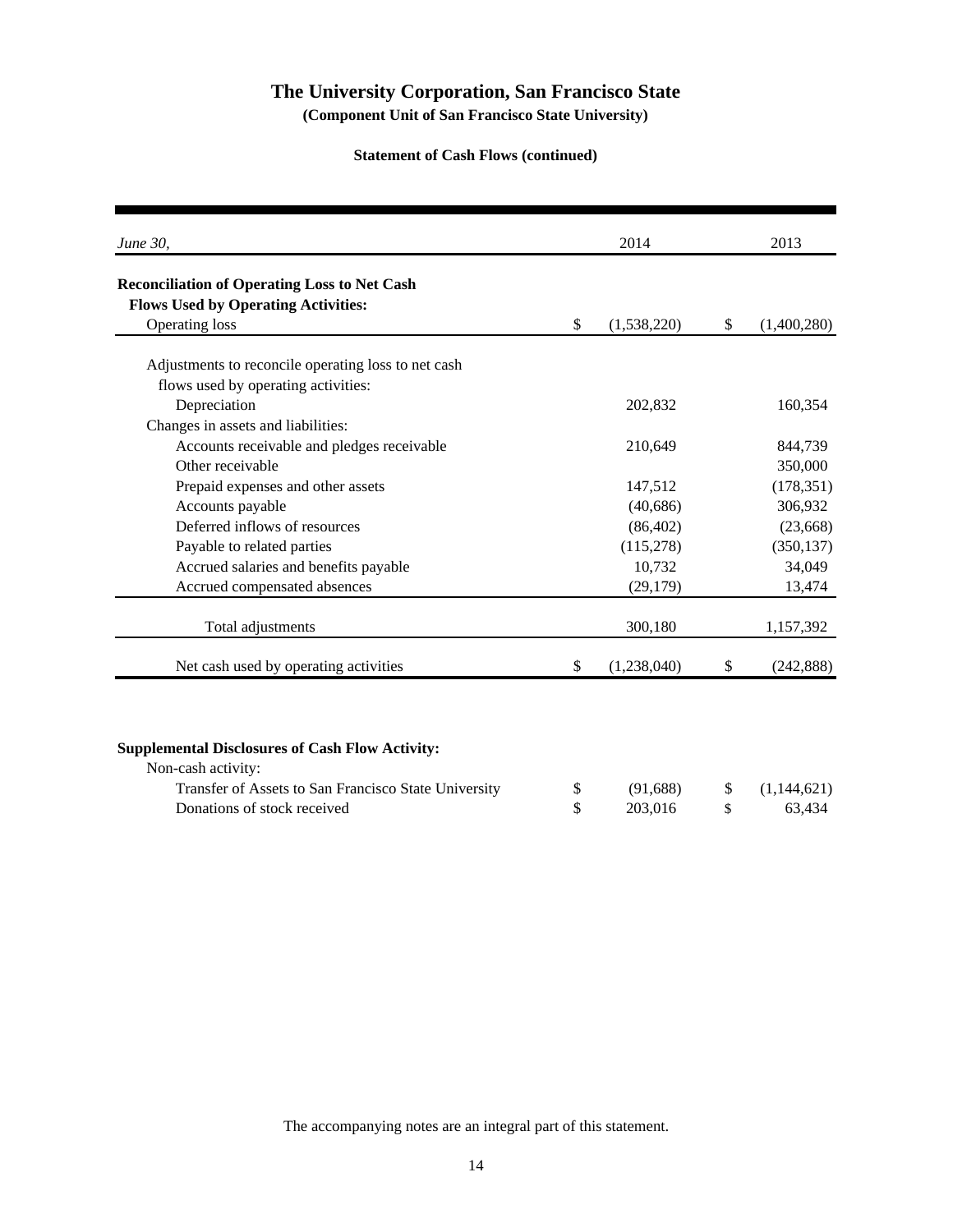# The University Corporation, San Francisco State

**(Component Unit of San Francisco State University)**

**Statement of Cash Flows (continued)**

| *June 30,* | 2014 | 2013 |
|---|---|---|
| **Reconciliation of Operating Loss to Net Cash Flows Used by Operating Activities:** | | |
| Operating loss | $ (1,538,220) | $ (1,400,280) |
| Adjustments to reconcile operating loss to net cash flows used by operating activities: | | |
| Depreciation | 202,832 | 160,354 |
| Changes in assets and liabilities: | | |
| Accounts receivable and pledges receivable | 210,649 | 844,739 |
| Other receivable | | 350,000 |
| Prepaid expenses and other assets | 147,512 | (178,351) |
| Accounts payable | (40,686) | 306,932 |
| Deferred inflows of resources | (86,402) | (23,668) |
| Payable to related parties | (115,278) | (350,137) |
| Accrued salaries and benefits payable | 10,732 | 34,049 |
| Accrued compensated absences | (29,179) | 13,474 |
| Total adjustments | 300,180 | 1,157,392 |
| Net cash used by operating activities | $ (1,238,040) | $ (242,888) |

| | 2014 | 2013 |
|---|---|---|
| **Supplemental Disclosures of Cash Flow Activity:** | | |
| Non-cash activity: | | |
| Transfer of Assets to San Francisco State University | $ (91,688) | $ (1,144,621) |
| Donations of stock received | $ 203,016 | $ 63,434 |

The accompanying notes are an integral part of this statement.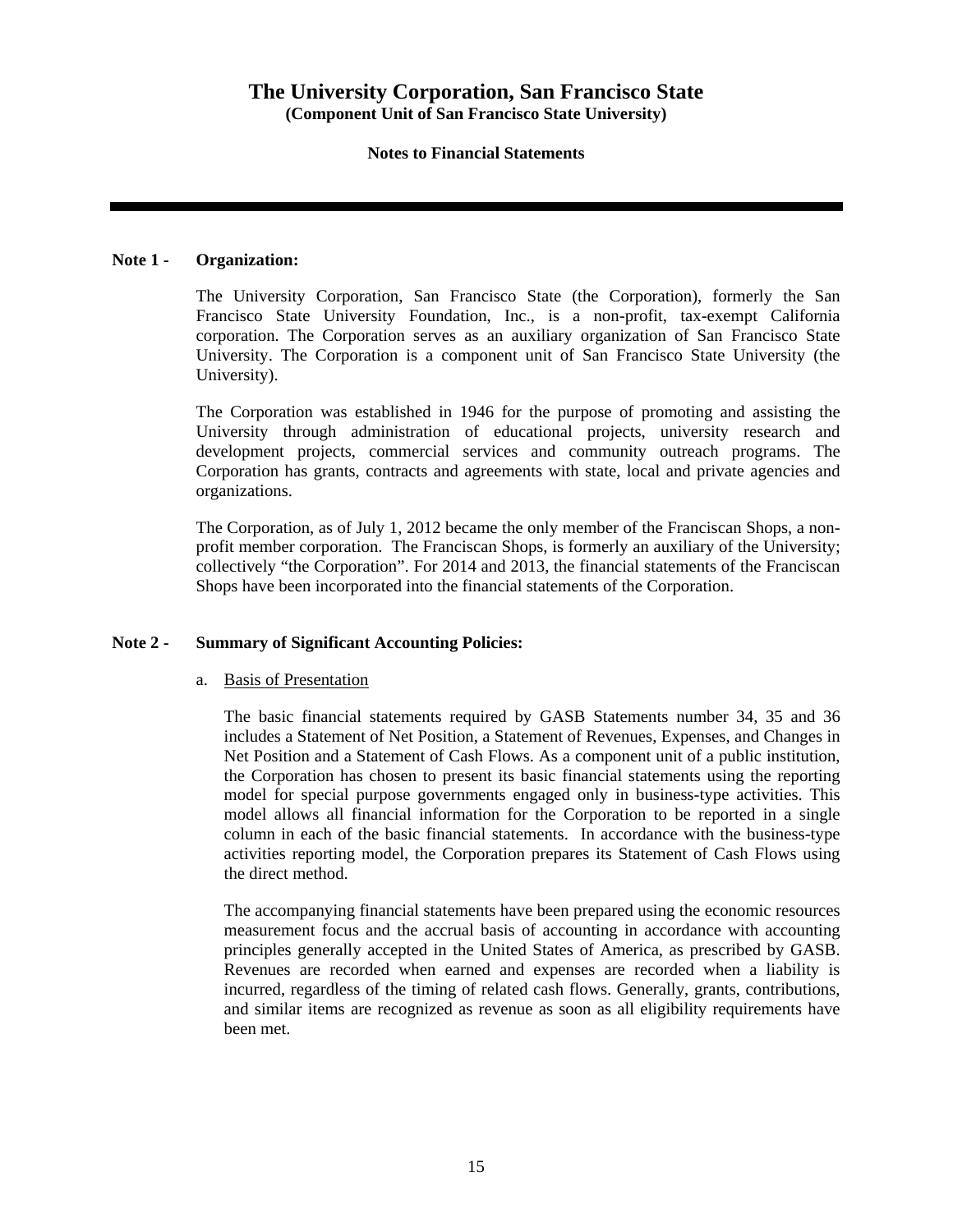**Note 1 - Organization:**

The University Corporation, San Francisco State (the Corporation), formerly the San Francisco State University Foundation, Inc., is a non-profit, tax-exempt California corporation. The Corporation serves as an auxiliary organization of San Francisco State University. The Corporation is a component unit of San Francisco State University (the University).

The Corporation was established in 1946 for the purpose of promoting and assisting the University through administration of educational projects, university research and development projects, commercial services and community outreach programs. The Corporation has grants, contracts and agreements with state, local and private agencies and organizations.

The Corporation, as of July 1, 2012 became the only member of the Franciscan Shops, a non-profit member corporation. The Franciscan Shops, is formerly an auxiliary of the University; collectively "the Corporation". For 2014 and 2013, the financial statements of the Franciscan Shops have been incorporated into the financial statements of the Corporation.

**Note 2 - Summary of Significant Accounting Policies:**

a. Basis of Presentation

The basic financial statements required by GASB Statements number 34, 35 and 36 includes a Statement of Net Position, a Statement of Revenues, Expenses, and Changes in Net Position and a Statement of Cash Flows. As a component unit of a public institution, the Corporation has chosen to present its basic financial statements using the reporting model for special purpose governments engaged only in business-type activities. This model allows all financial information for the Corporation to be reported in a single column in each of the basic financial statements. In accordance with the business-type activities reporting model, the Corporation prepares its Statement of Cash Flows using the direct method.

The accompanying financial statements have been prepared using the economic resources measurement focus and the accrual basis of accounting in accordance with accounting principles generally accepted in the United States of America, as prescribed by GASB. Revenues are recorded when earned and expenses are recorded when a liability is incurred, regardless of the timing of related cash flows. Generally, grants, contributions, and similar items are recognized as revenue as soon as all eligibility requirements have been met.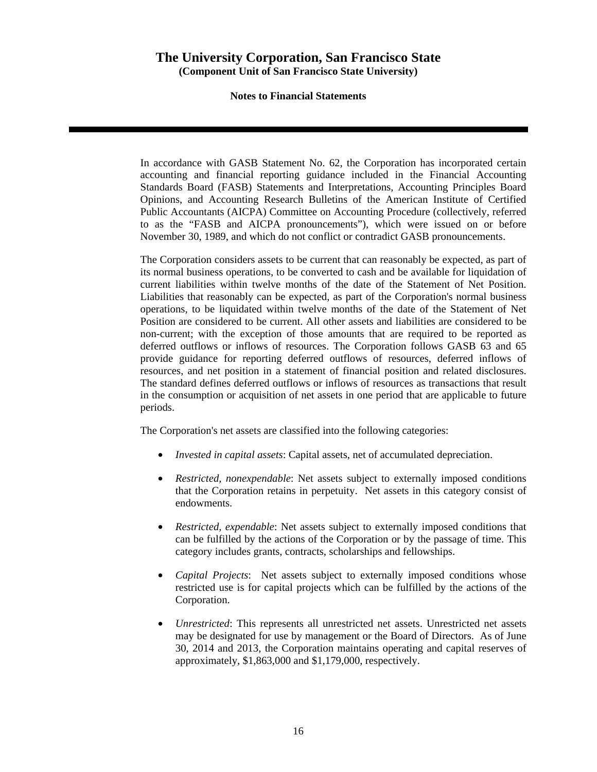In accordance with GASB Statement No. 62, the Corporation has incorporated certain accounting and financial reporting guidance included in the Financial Accounting Standards Board (FASB) Statements and Interpretations, Accounting Principles Board Opinions, and Accounting Research Bulletins of the American Institute of Certified Public Accountants (AICPA) Committee on Accounting Procedure (collectively, referred to as the "FASB and AICPA pronouncements"), which were issued on or before November 30, 1989, and which do not conflict or contradict GASB pronouncements.

The Corporation considers assets to be current that can reasonably be expected, as part of its normal business operations, to be converted to cash and be available for liquidation of current liabilities within twelve months of the date of the Statement of Net Position. Liabilities that reasonably can be expected, as part of the Corporation's normal business operations, to be liquidated within twelve months of the date of the Statement of Net Position are considered to be current. All other assets and liabilities are considered to be non-current; with the exception of those amounts that are required to be reported as deferred outflows or inflows of resources. The Corporation follows GASB 63 and 65 provide guidance for reporting deferred outflows of resources, deferred inflows of resources, and net position in a statement of financial position and related disclosures. The standard defines deferred outflows or inflows of resources as transactions that result in the consumption or acquisition of net assets in one period that are applicable to future periods.

The Corporation's net assets are classified into the following categories:

- *Invested in capital assets*: Capital assets, net of accumulated depreciation.
- *Restricted, nonexpendable*: Net assets subject to externally imposed conditions that the Corporation retains in perpetuity. Net assets in this category consist of endowments.
- *Restricted, expendable*: Net assets subject to externally imposed conditions that can be fulfilled by the actions of the Corporation or by the passage of time. This category includes grants, contracts, scholarships and fellowships.
- *Capital Projects*: Net assets subject to externally imposed conditions whose restricted use is for capital projects which can be fulfilled by the actions of the Corporation.
- *Unrestricted*: This represents all unrestricted net assets. Unrestricted net assets may be designated for use by management or the Board of Directors. As of June 30, 2014 and 2013, the Corporation maintains operating and capital reserves of approximately, $1,863,000 and $1,179,000, respectively.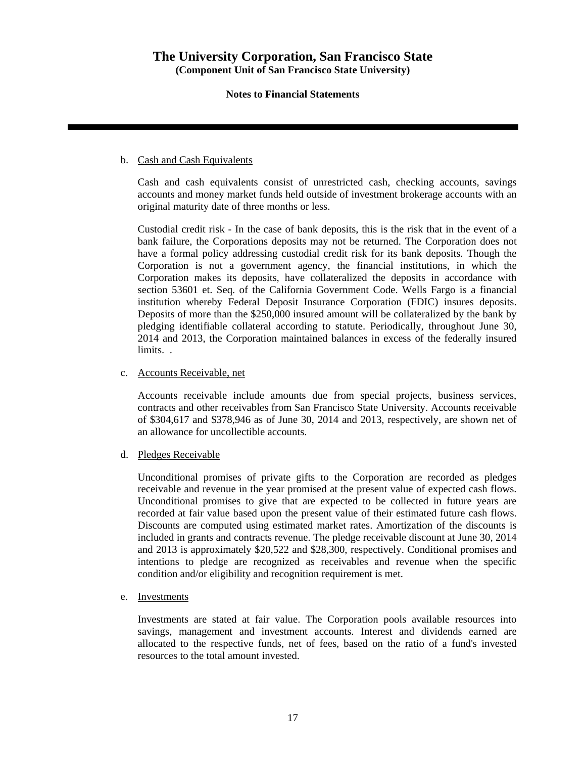# The University Corporation, San Francisco State
**(Component Unit of San Francisco State University)**

**Notes to Financial Statements**

b. Cash and Cash Equivalents

Cash and cash equivalents consist of unrestricted cash, checking accounts, savings accounts and money market funds held outside of investment brokerage accounts with an original maturity date of three months or less.

Custodial credit risk - In the case of bank deposits, this is the risk that in the event of a bank failure, the Corporations deposits may not be returned. The Corporation does not have a formal policy addressing custodial credit risk for its bank deposits. Though the Corporation is not a government agency, the financial institutions, in which the Corporation makes its deposits, have collateralized the deposits in accordance with section 53601 et. Seq. of the California Government Code. Wells Fargo is a financial institution whereby Federal Deposit Insurance Corporation (FDIC) insures deposits. Deposits of more than the $250,000 insured amount will be collateralized by the bank by pledging identifiable collateral according to statute. Periodically, throughout June 30, 2014 and 2013, the Corporation maintained balances in excess of the federally insured limits. .

c. Accounts Receivable, net

Accounts receivable include amounts due from special projects, business services, contracts and other receivables from San Francisco State University. Accounts receivable of $304,617 and $378,946 as of June 30, 2014 and 2013, respectively, are shown net of an allowance for uncollectible accounts.

d. Pledges Receivable

Unconditional promises of private gifts to the Corporation are recorded as pledges receivable and revenue in the year promised at the present value of expected cash flows. Unconditional promises to give that are expected to be collected in future years are recorded at fair value based upon the present value of their estimated future cash flows. Discounts are computed using estimated market rates. Amortization of the discounts is included in grants and contracts revenue. The pledge receivable discount at June 30, 2014 and 2013 is approximately $20,522 and $28,300, respectively. Conditional promises and intentions to pledge are recognized as receivables and revenue when the specific condition and/or eligibility and recognition requirement is met.

e. Investments

Investments are stated at fair value. The Corporation pools available resources into savings, management and investment accounts. Interest and dividends earned are allocated to the respective funds, net of fees, based on the ratio of a fund's invested resources to the total amount invested.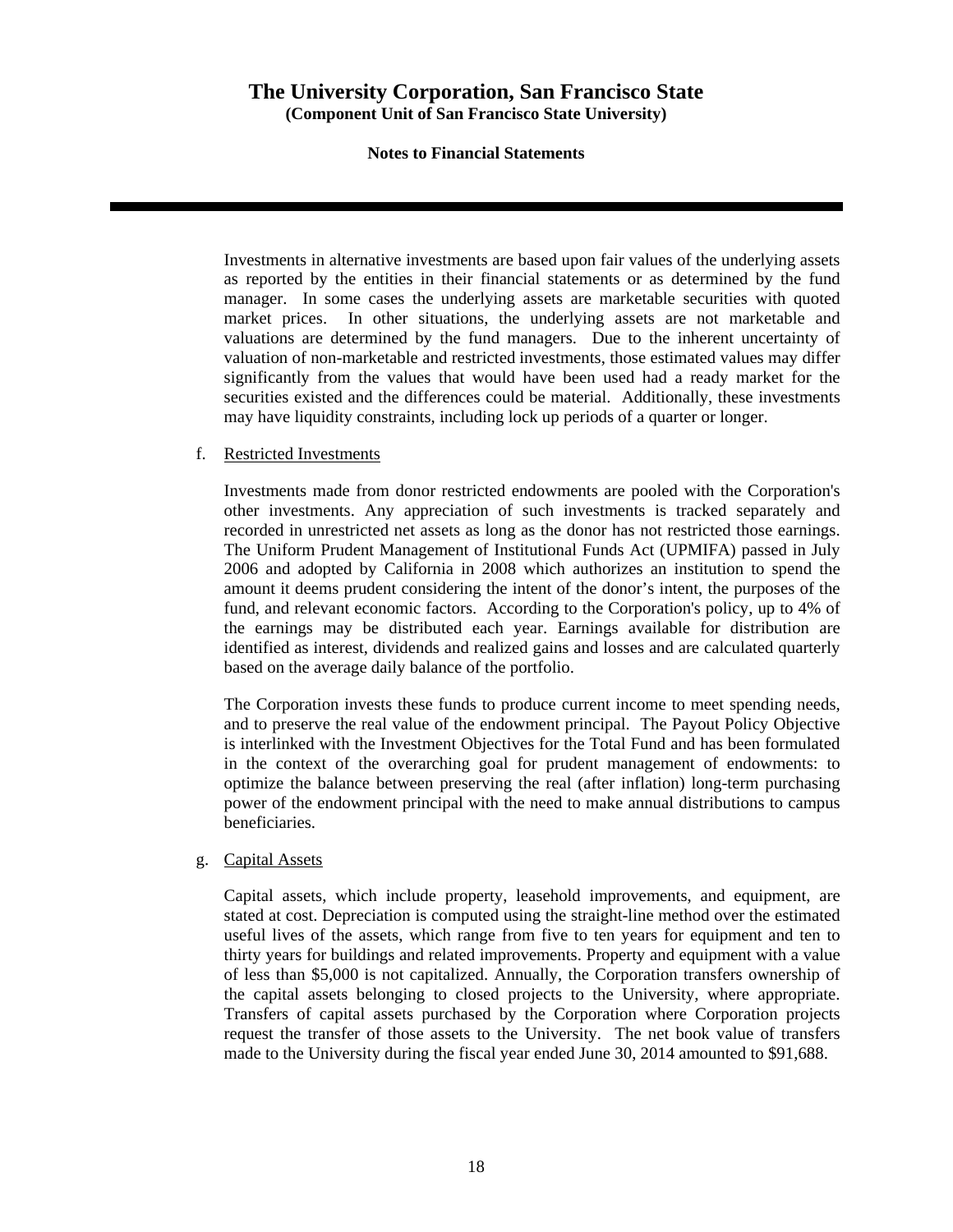Investments in alternative investments are based upon fair values of the underlying assets as reported by the entities in their financial statements or as determined by the fund manager. In some cases the underlying assets are marketable securities with quoted market prices. In other situations, the underlying assets are not marketable and valuations are determined by the fund managers. Due to the inherent uncertainty of valuation of non-marketable and restricted investments, those estimated values may differ significantly from the values that would have been used had a ready market for the securities existed and the differences could be material. Additionally, these investments may have liquidity constraints, including lock up periods of a quarter or longer.

f. Restricted Investments

Investments made from donor restricted endowments are pooled with the Corporation's other investments. Any appreciation of such investments is tracked separately and recorded in unrestricted net assets as long as the donor has not restricted those earnings. The Uniform Prudent Management of Institutional Funds Act (UPMIFA) passed in July 2006 and adopted by California in 2008 which authorizes an institution to spend the amount it deems prudent considering the intent of the donor's intent, the purposes of the fund, and relevant economic factors. According to the Corporation's policy, up to 4% of the earnings may be distributed each year. Earnings available for distribution are identified as interest, dividends and realized gains and losses and are calculated quarterly based on the average daily balance of the portfolio.

The Corporation invests these funds to produce current income to meet spending needs, and to preserve the real value of the endowment principal. The Payout Policy Objective is interlinked with the Investment Objectives for the Total Fund and has been formulated in the context of the overarching goal for prudent management of endowments: to optimize the balance between preserving the real (after inflation) long-term purchasing power of the endowment principal with the need to make annual distributions to campus beneficiaries.

g. Capital Assets

Capital assets, which include property, leasehold improvements, and equipment, are stated at cost. Depreciation is computed using the straight-line method over the estimated useful lives of the assets, which range from five to ten years for equipment and ten to thirty years for buildings and related improvements. Property and equipment with a value of less than $5,000 is not capitalized. Annually, the Corporation transfers ownership of the capital assets belonging to closed projects to the University, where appropriate. Transfers of capital assets purchased by the Corporation where Corporation projects request the transfer of those assets to the University. The net book value of transfers made to the University during the fiscal year ended June 30, 2014 amounted to $91,688.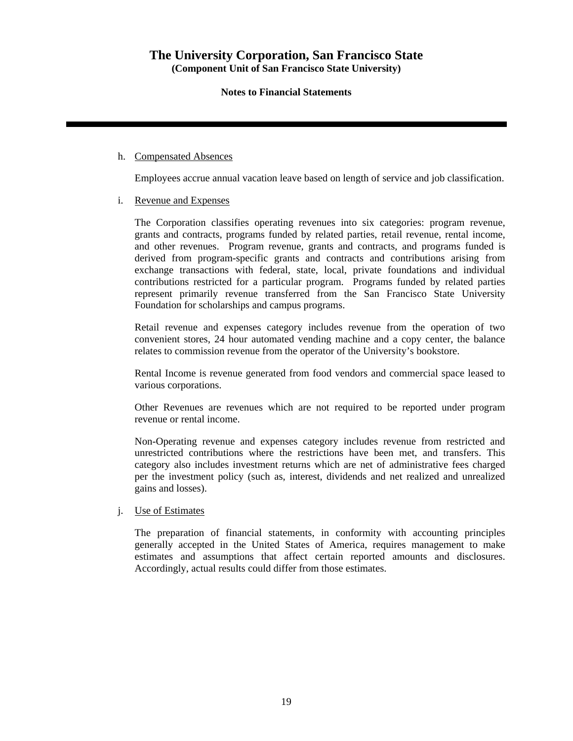h. Compensated Absences

Employees accrue annual vacation leave based on length of service and job classification.

i. Revenue and Expenses

The Corporation classifies operating revenues into six categories: program revenue, grants and contracts, programs funded by related parties, retail revenue, rental income, and other revenues. Program revenue, grants and contracts, and programs funded is derived from program-specific grants and contracts and contributions arising from exchange transactions with federal, state, local, private foundations and individual contributions restricted for a particular program. Programs funded by related parties represent primarily revenue transferred from the San Francisco State University Foundation for scholarships and campus programs.

Retail revenue and expenses category includes revenue from the operation of two convenient stores, 24 hour automated vending machine and a copy center, the balance relates to commission revenue from the operator of the University's bookstore.

Rental Income is revenue generated from food vendors and commercial space leased to various corporations.

Other Revenues are revenues which are not required to be reported under program revenue or rental income.

Non-Operating revenue and expenses category includes revenue from restricted and unrestricted contributions where the restrictions have been met, and transfers. This category also includes investment returns which are net of administrative fees charged per the investment policy (such as, interest, dividends and net realized and unrealized gains and losses).

j. Use of Estimates

The preparation of financial statements, in conformity with accounting principles generally accepted in the United States of America, requires management to make estimates and assumptions that affect certain reported amounts and disclosures. Accordingly, actual results could differ from those estimates.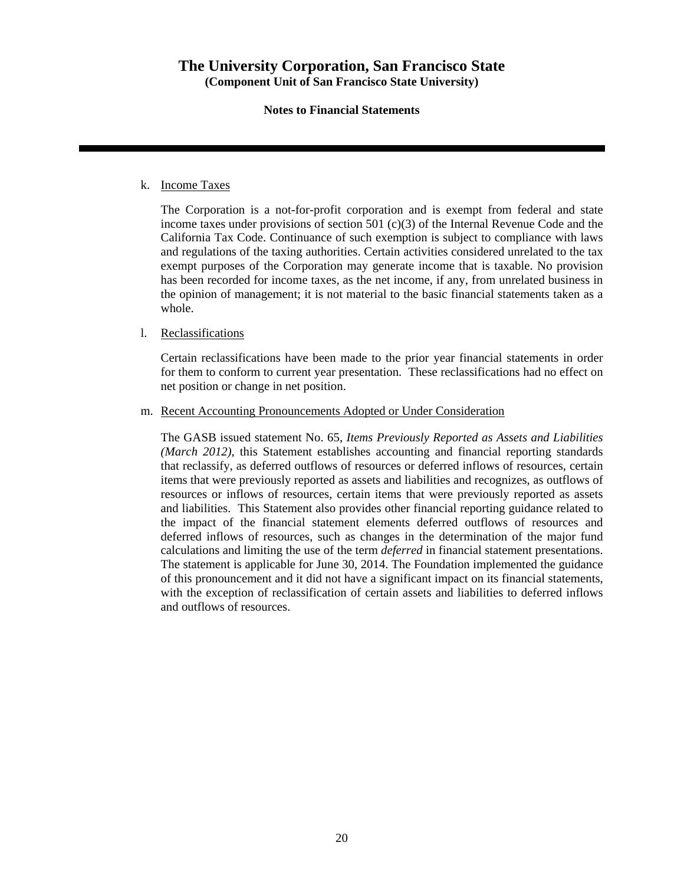k. Income Taxes

The Corporation is a not-for-profit corporation and is exempt from federal and state income taxes under provisions of section 501 (c)(3) of the Internal Revenue Code and the California Tax Code. Continuance of such exemption is subject to compliance with laws and regulations of the taxing authorities. Certain activities considered unrelated to the tax exempt purposes of the Corporation may generate income that is taxable. No provision has been recorded for income taxes, as the net income, if any, from unrelated business in the opinion of management; it is not material to the basic financial statements taken as a whole.

l. Reclassifications

Certain reclassifications have been made to the prior year financial statements in order for them to conform to current year presentation. These reclassifications had no effect on net position or change in net position.

m. Recent Accounting Pronouncements Adopted or Under Consideration

The GASB issued statement No. 65, *Items Previously Reported as Assets and Liabilities (March 2012)*, this Statement establishes accounting and financial reporting standards that reclassify, as deferred outflows of resources or deferred inflows of resources, certain items that were previously reported as assets and liabilities and recognizes, as outflows of resources or inflows of resources, certain items that were previously reported as assets and liabilities. This Statement also provides other financial reporting guidance related to the impact of the financial statement elements deferred outflows of resources and deferred inflows of resources, such as changes in the determination of the major fund calculations and limiting the use of the term *deferred* in financial statement presentations. The statement is applicable for June 30, 2014. The Foundation implemented the guidance of this pronouncement and it did not have a significant impact on its financial statements, with the exception of reclassification of certain assets and liabilities to deferred inflows and outflows of resources.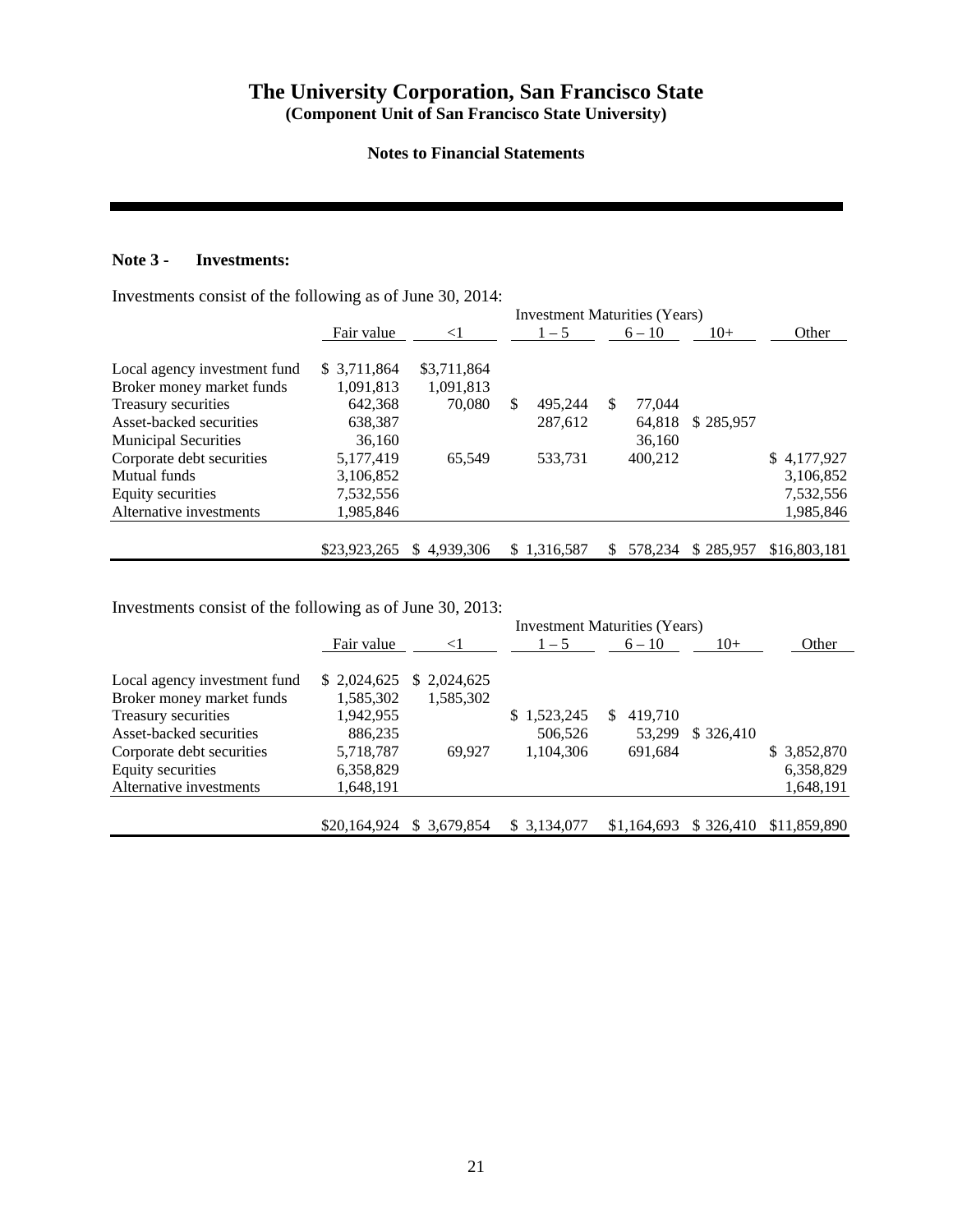# The University Corporation, San Francisco State

**(Component Unit of San Francisco State University)**

**Notes to Financial Statements**

## Note 3 - Investments:

Investments consist of the following as of June 30, 2014:

| | | Investment Maturities (Years) | | | | |
|---|---|---|---|---|---|---|
| | Fair value | <1 | 1 – 5 | 6 – 10 | 10+ | Other |
| Local agency investment fund | $ 3,711,864 | $3,711,864 | | | | |
| Broker money market funds | 1,091,813 | 1,091,813 | | | | |
| Treasury securities | 642,368 | 70,080 | $ 495,244 | $ 77,044 | | |
| Asset-backed securities | 638,387 | | 287,612 | 64,818 | $ 285,957 | |
| Municipal Securities | 36,160 | | | 36,160 | | |
| Corporate debt securities | 5,177,419 | 65,549 | 533,731 | 400,212 | | $ 4,177,927 |
| Mutual funds | 3,106,852 | | | | | 3,106,852 |
| Equity securities | 7,532,556 | | | | | 7,532,556 |
| Alternative investments | 1,985,846 | | | | | 1,985,846 |
| | $23,923,265 | $ 4,939,306 | $ 1,316,587 | $ 578,234 | $ 285,957 | $16,803,181 |

Investments consist of the following as of June 30, 2013:

| | | Investment Maturities (Years) | | | | |
|---|---|---|---|---|---|---|
| | Fair value | <1 | 1 – 5 | 6 – 10 | 10+ | Other |
| Local agency investment fund | $ 2,024,625 | $ 2,024,625 | | | | |
| Broker money market funds | 1,585,302 | 1,585,302 | | | | |
| Treasury securities | 1,942,955 | | $ 1,523,245 | $ 419,710 | | |
| Asset-backed securities | 886,235 | | 506,526 | 53,299 | $ 326,410 | |
| Corporate debt securities | 5,718,787 | 69,927 | 1,104,306 | 691,684 | | $ 3,852,870 |
| Equity securities | 6,358,829 | | | | | 6,358,829 |
| Alternative investments | 1,648,191 | | | | | 1,648,191 |
| | $20,164,924 | $ 3,679,854 | $ 3,134,077 | $1,164,693 | $ 326,410 | $11,859,890 |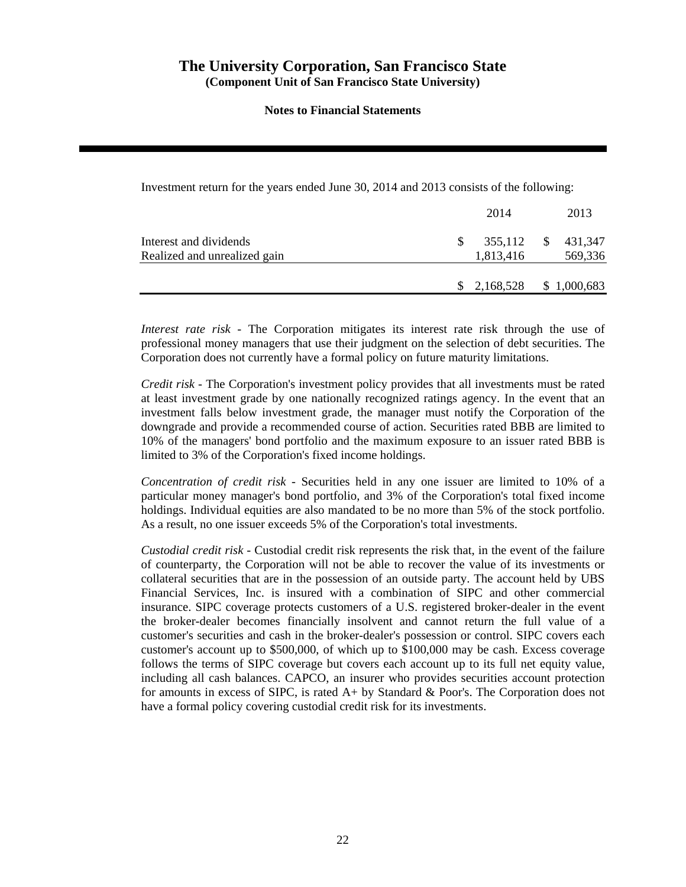Investment return for the years ended June 30, 2014 and 2013 consists of the following:

| | 2014 | 2013 |
|---|---|---|
| Interest and dividends | $ 355,112 | $ 431,347 |
| Realized and unrealized gain | 1,813,416 | 569,336 |
| | $ 2,168,528 | $ 1,000,683 |

*Interest rate risk* - The Corporation mitigates its interest rate risk through the use of professional money managers that use their judgment on the selection of debt securities. The Corporation does not currently have a formal policy on future maturity limitations.

*Credit risk* - The Corporation's investment policy provides that all investments must be rated at least investment grade by one nationally recognized ratings agency. In the event that an investment falls below investment grade, the manager must notify the Corporation of the downgrade and provide a recommended course of action. Securities rated BBB are limited to 10% of the managers' bond portfolio and the maximum exposure to an issuer rated BBB is limited to 3% of the Corporation's fixed income holdings.

*Concentration of credit risk* - Securities held in any one issuer are limited to 10% of a particular money manager's bond portfolio, and 3% of the Corporation's total fixed income holdings. Individual equities are also mandated to be no more than 5% of the stock portfolio. As a result, no one issuer exceeds 5% of the Corporation's total investments.

*Custodial credit risk* - Custodial credit risk represents the risk that, in the event of the failure of counterparty, the Corporation will not be able to recover the value of its investments or collateral securities that are in the possession of an outside party. The account held by UBS Financial Services, Inc. is insured with a combination of SIPC and other commercial insurance. SIPC coverage protects customers of a U.S. registered broker-dealer in the event the broker-dealer becomes financially insolvent and cannot return the full value of a customer's securities and cash in the broker-dealer's possession or control. SIPC covers each customer's account up to $500,000, of which up to $100,000 may be cash. Excess coverage follows the terms of SIPC coverage but covers each account up to its full net equity value, including all cash balances. CAPCO, an insurer who provides securities account protection for amounts in excess of SIPC, is rated A+ by Standard & Poor's. The Corporation does not have a formal policy covering custodial credit risk for its investments.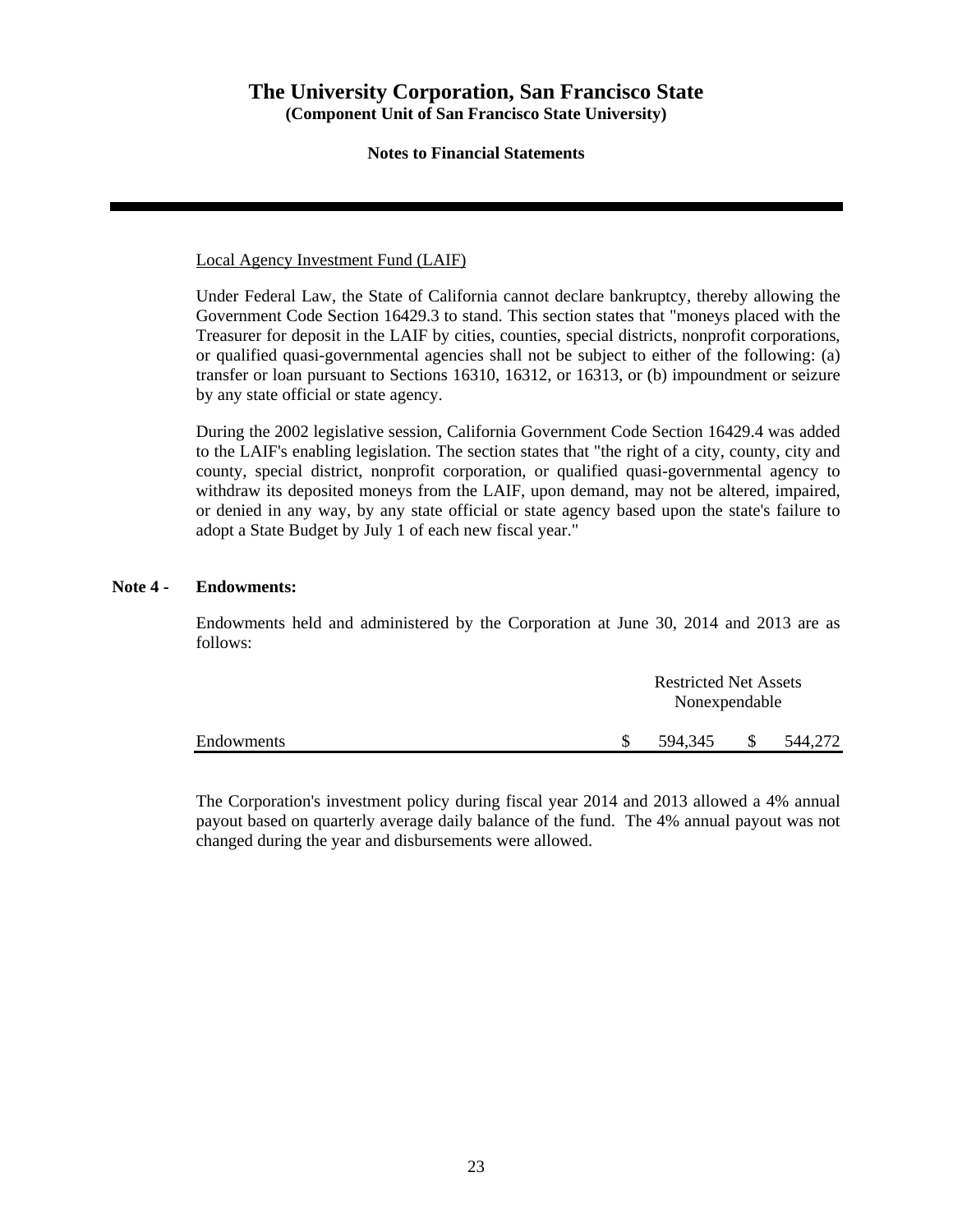Local Agency Investment Fund (LAIF)

Under Federal Law, the State of California cannot declare bankruptcy, thereby allowing the Government Code Section 16429.3 to stand. This section states that "moneys placed with the Treasurer for deposit in the LAIF by cities, counties, special districts, nonprofit corporations, or qualified quasi-governmental agencies shall not be subject to either of the following: (a) transfer or loan pursuant to Sections 16310, 16312, or 16313, or (b) impoundment or seizure by any state official or state agency.

During the 2002 legislative session, California Government Code Section 16429.4 was added to the LAIF's enabling legislation. The section states that "the right of a city, county, city and county, special district, nonprofit corporation, or qualified quasi-governmental agency to withdraw its deposited moneys from the LAIF, upon demand, may not be altered, impaired, or denied in any way, by any state official or state agency based upon the state's failure to adopt a State Budget by July 1 of each new fiscal year."

## Note 4 - Endowments:

Endowments held and administered by the Corporation at June 30, 2014 and 2013 are as follows:

| | Restricted Net Assets Nonexpendable | |
|---|---|---|
| Endowments | $ 594,345 | $ 544,272 |

The Corporation's investment policy during fiscal year 2014 and 2013 allowed a 4% annual payout based on quarterly average daily balance of the fund. The 4% annual payout was not changed during the year and disbursements were allowed.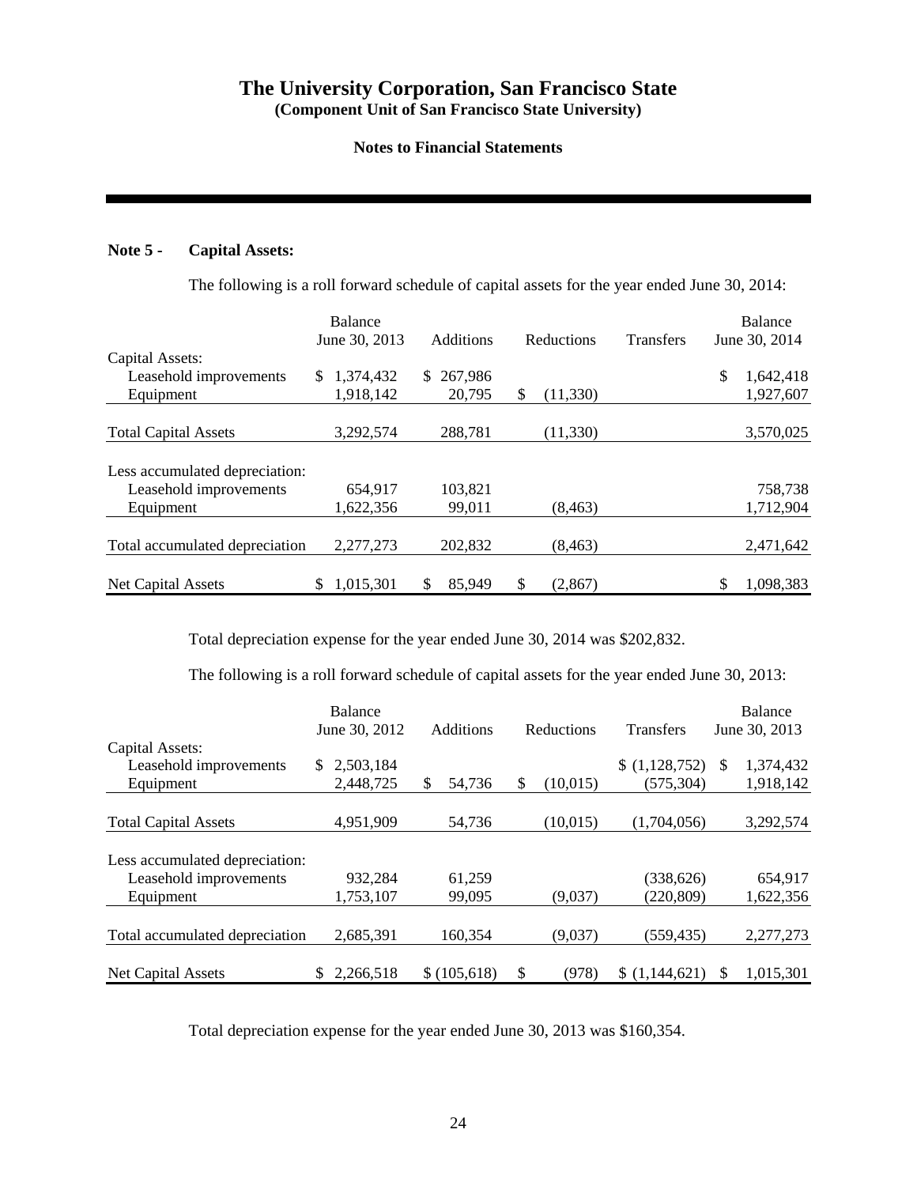# The University Corporation, San Francisco State

**(Component Unit of San Francisco State University)**

**Notes to Financial Statements**

## Note 5 - Capital Assets:

The following is a roll forward schedule of capital assets for the year ended June 30, 2014:

| | Balance June 30, 2013 | Additions | Reductions | Transfers | Balance June 30, 2014 |
|---|---|---|---|---|---|
| Capital Assets: | | | | | |
| Leasehold improvements | $ 1,374,432 | $ 267,986 | | | $ 1,642,418 |
| Equipment | 1,918,142 | 20,795 | $ (11,330) | | 1,927,607 |
| Total Capital Assets | 3,292,574 | 288,781 | (11,330) | | 3,570,025 |
| Less accumulated depreciation: | | | | | |
| Leasehold improvements | 654,917 | 103,821 | | | 758,738 |
| Equipment | 1,622,356 | 99,011 | (8,463) | | 1,712,904 |
| Total accumulated depreciation | 2,277,273 | 202,832 | (8,463) | | 2,471,642 |
| Net Capital Assets | $ 1,015,301 | $ 85,949 | $ (2,867) | | $ 1,098,383 |

Total depreciation expense for the year ended June 30, 2014 was $202,832.

The following is a roll forward schedule of capital assets for the year ended June 30, 2013:

| | Balance June 30, 2012 | Additions | Reductions | Transfers | Balance June 30, 2013 |
|---|---|---|---|---|---|
| Capital Assets: | | | | | |
| Leasehold improvements | $ 2,503,184 | | | $ (1,128,752) | $ 1,374,432 |
| Equipment | 2,448,725 | $ 54,736 | $ (10,015) | (575,304) | 1,918,142 |
| Total Capital Assets | 4,951,909 | 54,736 | (10,015) | (1,704,056) | 3,292,574 |
| Less accumulated depreciation: | | | | | |
| Leasehold improvements | 932,284 | 61,259 | | (338,626) | 654,917 |
| Equipment | 1,753,107 | 99,095 | (9,037) | (220,809) | 1,622,356 |
| Total accumulated depreciation | 2,685,391 | 160,354 | (9,037) | (559,435) | 2,277,273 |
| Net Capital Assets | $ 2,266,518 | $ (105,618) | $ (978) | $ (1,144,621) | $ 1,015,301 |

Total depreciation expense for the year ended June 30, 2013 was $160,354.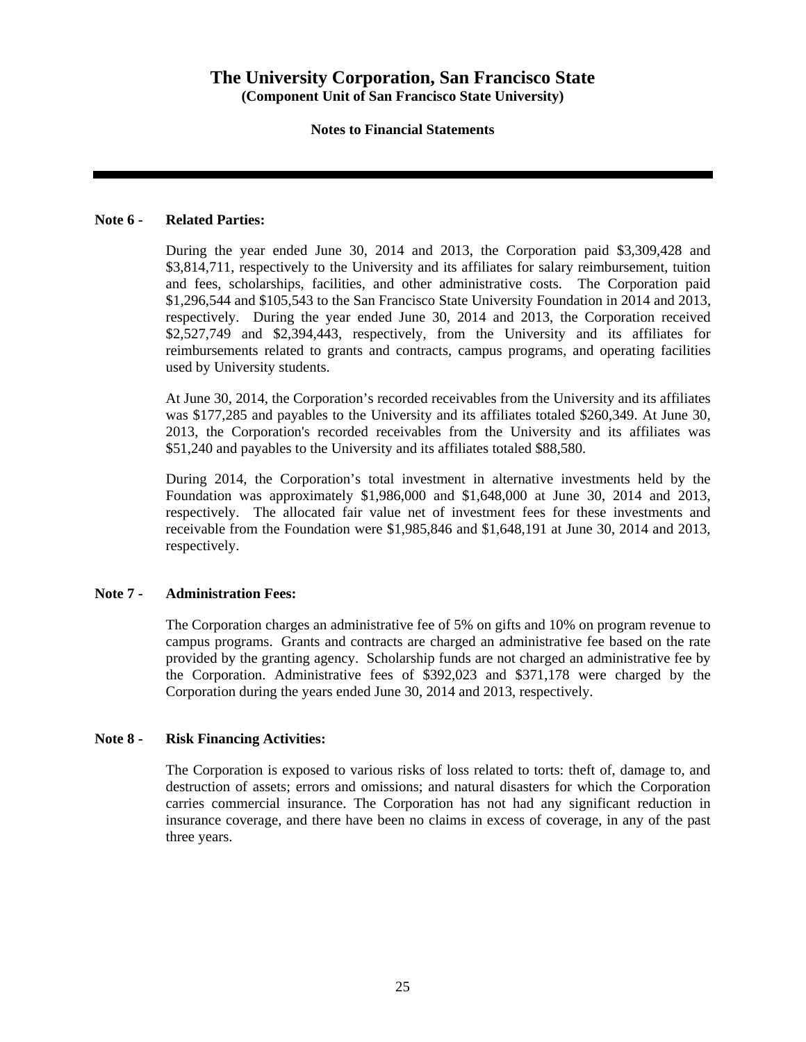# The University Corporation, San Francisco State

**(Component Unit of San Francisco State University)**

**Notes to Financial Statements**

## Note 6 - Related Parties:

During the year ended June 30, 2014 and 2013, the Corporation paid $3,309,428 and $3,814,711, respectively to the University and its affiliates for salary reimbursement, tuition and fees, scholarships, facilities, and other administrative costs. The Corporation paid $1,296,544 and $105,543 to the San Francisco State University Foundation in 2014 and 2013, respectively. During the year ended June 30, 2014 and 2013, the Corporation received $2,527,749 and $2,394,443, respectively, from the University and its affiliates for reimbursements related to grants and contracts, campus programs, and operating facilities used by University students.

At June 30, 2014, the Corporation's recorded receivables from the University and its affiliates was $177,285 and payables to the University and its affiliates totaled $260,349. At June 30, 2013, the Corporation's recorded receivables from the University and its affiliates was $51,240 and payables to the University and its affiliates totaled $88,580.

During 2014, the Corporation's total investment in alternative investments held by the Foundation was approximately $1,986,000 and $1,648,000 at June 30, 2014 and 2013, respectively. The allocated fair value net of investment fees for these investments and receivable from the Foundation were $1,985,846 and $1,648,191 at June 30, 2014 and 2013, respectively.

## Note 7 - Administration Fees:

The Corporation charges an administrative fee of 5% on gifts and 10% on program revenue to campus programs. Grants and contracts are charged an administrative fee based on the rate provided by the granting agency. Scholarship funds are not charged an administrative fee by the Corporation. Administrative fees of $392,023 and $371,178 were charged by the Corporation during the years ended June 30, 2014 and 2013, respectively.

## Note 8 - Risk Financing Activities:

The Corporation is exposed to various risks of loss related to torts: theft of, damage to, and destruction of assets; errors and omissions; and natural disasters for which the Corporation carries commercial insurance. The Corporation has not had any significant reduction in insurance coverage, and there have been no claims in excess of coverage, in any of the past three years.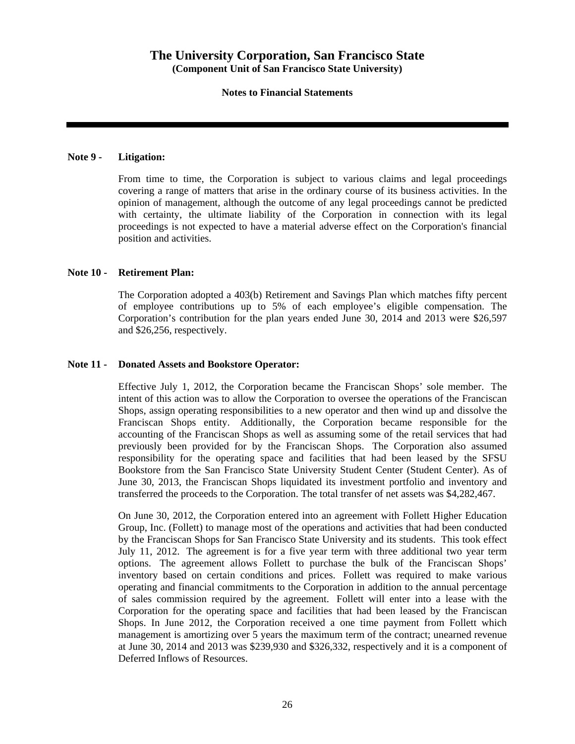# The University Corporation, San Francisco State

**(Component Unit of San Francisco State University)**

**Notes to Financial Statements**

---

**Note 9 - Litigation:**

From time to time, the Corporation is subject to various claims and legal proceedings covering a range of matters that arise in the ordinary course of its business activities. In the opinion of management, although the outcome of any legal proceedings cannot be predicted with certainty, the ultimate liability of the Corporation in connection with its legal proceedings is not expected to have a material adverse effect on the Corporation's financial position and activities.

**Note 10 - Retirement Plan:**

The Corporation adopted a 403(b) Retirement and Savings Plan which matches fifty percent of employee contributions up to 5% of each employee's eligible compensation. The Corporation's contribution for the plan years ended June 30, 2014 and 2013 were $26,597 and $26,256, respectively.

**Note 11 - Donated Assets and Bookstore Operator:**

Effective July 1, 2012, the Corporation became the Franciscan Shops' sole member. The intent of this action was to allow the Corporation to oversee the operations of the Franciscan Shops, assign operating responsibilities to a new operator and then wind up and dissolve the Franciscan Shops entity. Additionally, the Corporation became responsible for the accounting of the Franciscan Shops as well as assuming some of the retail services that had previously been provided for by the Franciscan Shops. The Corporation also assumed responsibility for the operating space and facilities that had been leased by the SFSU Bookstore from the San Francisco State University Student Center (Student Center). As of June 30, 2013, the Franciscan Shops liquidated its investment portfolio and inventory and transferred the proceeds to the Corporation. The total transfer of net assets was $4,282,467.

On June 30, 2012, the Corporation entered into an agreement with Follett Higher Education Group, Inc. (Follett) to manage most of the operations and activities that had been conducted by the Franciscan Shops for San Francisco State University and its students. This took effect July 11, 2012. The agreement is for a five year term with three additional two year term options. The agreement allows Follett to purchase the bulk of the Franciscan Shops' inventory based on certain conditions and prices. Follett was required to make various operating and financial commitments to the Corporation in addition to the annual percentage of sales commission required by the agreement. Follett will enter into a lease with the Corporation for the operating space and facilities that had been leased by the Franciscan Shops. In June 2012, the Corporation received a one time payment from Follett which management is amortizing over 5 years the maximum term of the contract; unearned revenue at June 30, 2014 and 2013 was $239,930 and $326,332, respectively and it is a component of Deferred Inflows of Resources.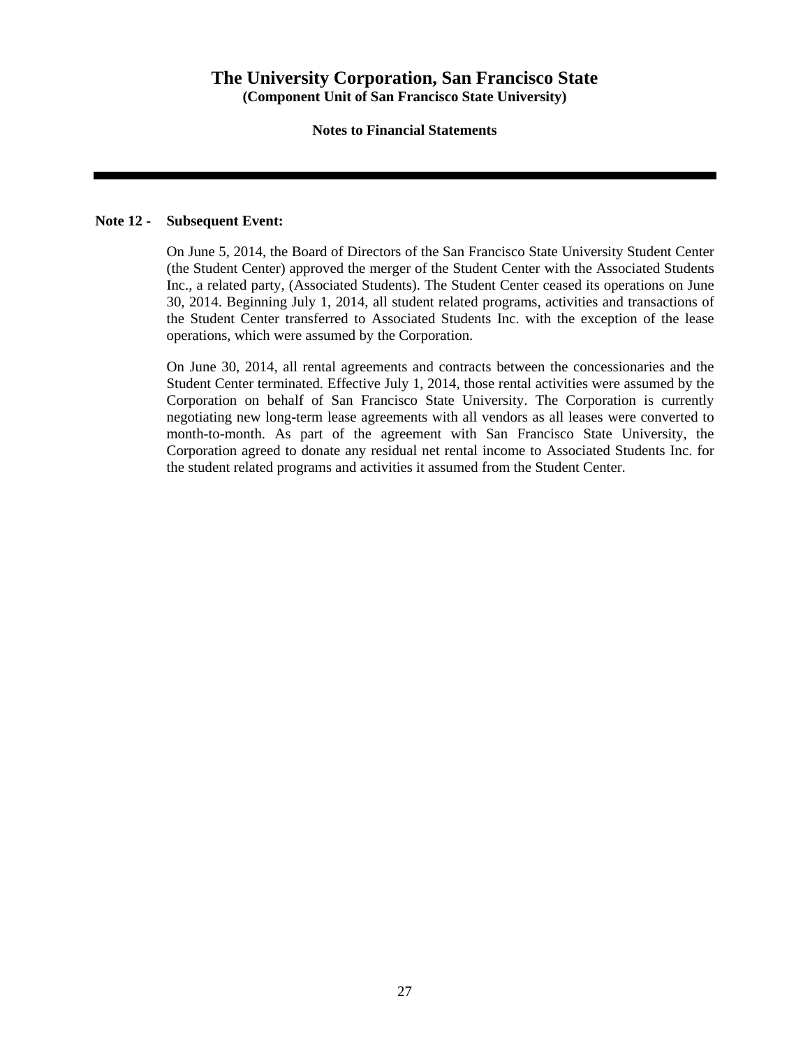# The University Corporation, San Francisco State
**(Component Unit of San Francisco State University)**

**Notes to Financial Statements**

**Note 12 - Subsequent Event:**

On June 5, 2014, the Board of Directors of the San Francisco State University Student Center (the Student Center) approved the merger of the Student Center with the Associated Students Inc., a related party, (Associated Students). The Student Center ceased its operations on June 30, 2014. Beginning July 1, 2014, all student related programs, activities and transactions of the Student Center transferred to Associated Students Inc. with the exception of the lease operations, which were assumed by the Corporation.

On June 30, 2014, all rental agreements and contracts between the concessionaries and the Student Center terminated. Effective July 1, 2014, those rental activities were assumed by the Corporation on behalf of San Francisco State University. The Corporation is currently negotiating new long-term lease agreements with all vendors as all leases were converted to month-to-month. As part of the agreement with San Francisco State University, the Corporation agreed to donate any residual net rental income to Associated Students Inc. for the student related programs and activities it assumed from the Student Center.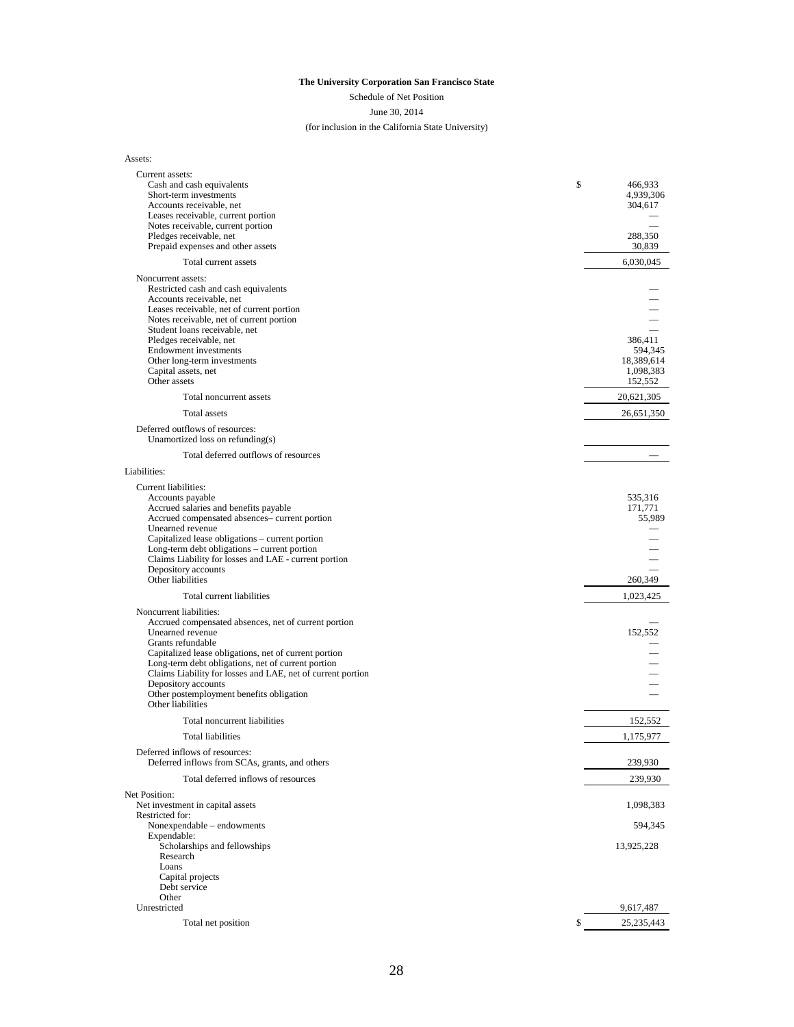**The University Corporation San Francisco State**

Schedule of Net Position

June 30, 2014

(for inclusion in the California State University)

| | |
|---|---|
| Assets: | |
| Current assets: | |
| Cash and cash equivalents | $ 466,933 |
| Short-term investments | 4,939,306 |
| Accounts receivable, net | 304,617 |
| Leases receivable, current portion | — |
| Notes receivable, current portion | — |
| Pledges receivable, net | 288,350 |
| Prepaid expenses and other assets | 30,839 |
| Total current assets | 6,030,045 |
| Noncurrent assets: | |
| Restricted cash and cash equivalents | — |
| Accounts receivable, net | — |
| Leases receivable, net of current portion | — |
| Notes receivable, net of current portion | — |
| Student loans receivable, net | — |
| Pledges receivable, net | 386,411 |
| Endowment investments | 594,345 |
| Other long-term investments | 18,389,614 |
| Capital assets, net | 1,098,383 |
| Other assets | 152,552 |
| Total noncurrent assets | 20,621,305 |
| Total assets | 26,651,350 |
| Deferred outflows of resources: | |
| Unamortized loss on refunding(s) | |
| Total deferred outflows of resources | — |
| Liabilities: | |
| Current liabilities: | |
| Accounts payable | 535,316 |
| Accrued salaries and benefits payable | 171,771 |
| Accrued compensated absences– current portion | 55,989 |
| Unearned revenue | — |
| Capitalized lease obligations – current portion | — |
| Long-term debt obligations – current portion | — |
| Claims Liability for losses and LAE - current portion | — |
| Depository accounts | — |
| Other liabilities | 260,349 |
| Total current liabilities | 1,023,425 |
| Noncurrent liabilities: | |
| Accrued compensated absences, net of current portion | — |
| Unearned revenue | 152,552 |
| Grants refundable | — |
| Capitalized lease obligations, net of current portion | — |
| Long-term debt obligations, net of current portion | — |
| Claims Liability for losses and LAE, net of current portion | — |
| Depository accounts | — |
| Other postemployment benefits obligation | — |
| Other liabilities | |
| Total noncurrent liabilities | 152,552 |
| Total liabilities | 1,175,977 |
| Deferred inflows of resources: | |
| Deferred inflows from SCAs, grants, and others | 239,930 |
| Total deferred inflows of resources | 239,930 |
| Net Position: | |
| Net investment in capital assets | 1,098,383 |
| Restricted for: | |
| Nonexpendable – endowments | 594,345 |
| Expendable: | |
| Scholarships and fellowships | 13,925,228 |
| Research | |
| Loans | |
| Capital projects | |
| Debt service | |
| Other | |
| Unrestricted | 9,617,487 |
| Total net position | $ 25,235,443 |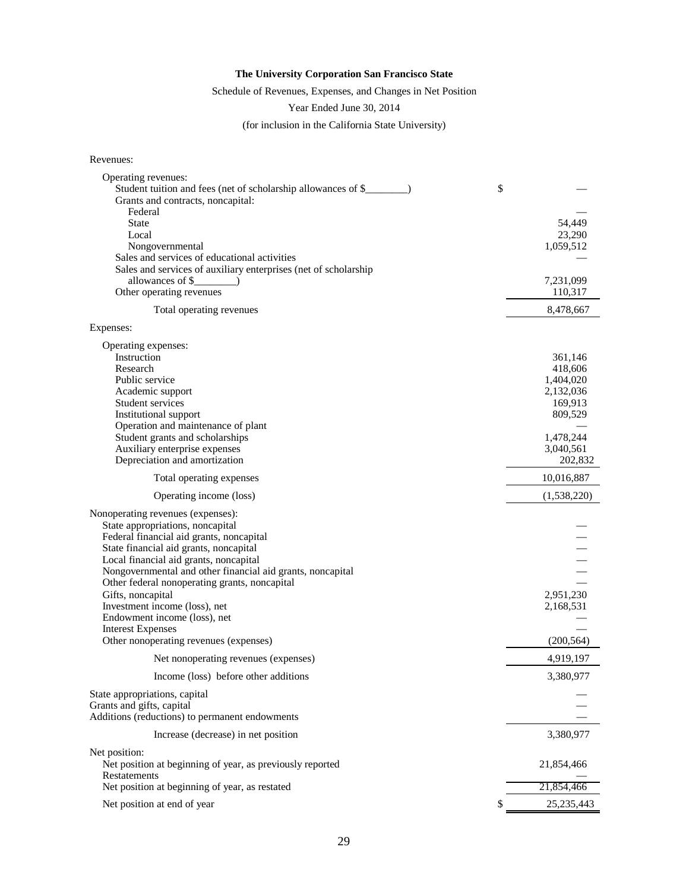**The University Corporation San Francisco State**

Schedule of Revenues, Expenses, and Changes in Net Position

Year Ended June 30, 2014

(for inclusion in the California State University)

| | |
|---|---|
| Revenues: | |
| Operating revenues: | |
| Student tuition and fees (net of scholarship allowances of $________) | $ — |
| Grants and contracts, noncapital: | |
| Federal | — |
| State | 54,449 |
| Local | 23,290 |
| Nongovernmental | 1,059,512 |
| Sales and services of educational activities | — |
| Sales and services of auxiliary enterprises (net of scholarship allowances of $________) | 7,231,099 |
| Other operating revenues | 110,317 |
| Total operating revenues | 8,478,667 |
| Expenses: | |
| Operating expenses: | |
| Instruction | 361,146 |
| Research | 418,606 |
| Public service | 1,404,020 |
| Academic support | 2,132,036 |
| Student services | 169,913 |
| Institutional support | 809,529 |
| Operation and maintenance of plant | — |
| Student grants and scholarships | 1,478,244 |
| Auxiliary enterprise expenses | 3,040,561 |
| Depreciation and amortization | 202,832 |
| Total operating expenses | 10,016,887 |
| Operating income (loss) | (1,538,220) |
| Nonoperating revenues (expenses): | |
| State appropriations, noncapital | — |
| Federal financial aid grants, noncapital | — |
| State financial aid grants, noncapital | — |
| Local financial aid grants, noncapital | — |
| Nongovernmental and other financial aid grants, noncapital | — |
| Other federal nonoperating grants, noncapital | — |
| Gifts, noncapital | 2,951,230 |
| Investment income (loss), net | 2,168,531 |
| Endowment income (loss), net | — |
| Interest Expenses | — |
| Other nonoperating revenues (expenses) | (200,564) |
| Net nonoperating revenues (expenses) | 4,919,197 |
| Income (loss) before other additions | 3,380,977 |
| State appropriations, capital | — |
| Grants and gifts, capital | — |
| Additions (reductions) to permanent endowments | — |
| Increase (decrease) in net position | 3,380,977 |
| Net position: | |
| Net position at beginning of year, as previously reported | 21,854,466 |
| Restatements | — |
| Net position at beginning of year, as restated | 21,854,466 |
| Net position at end of year | $ 25,235,443 |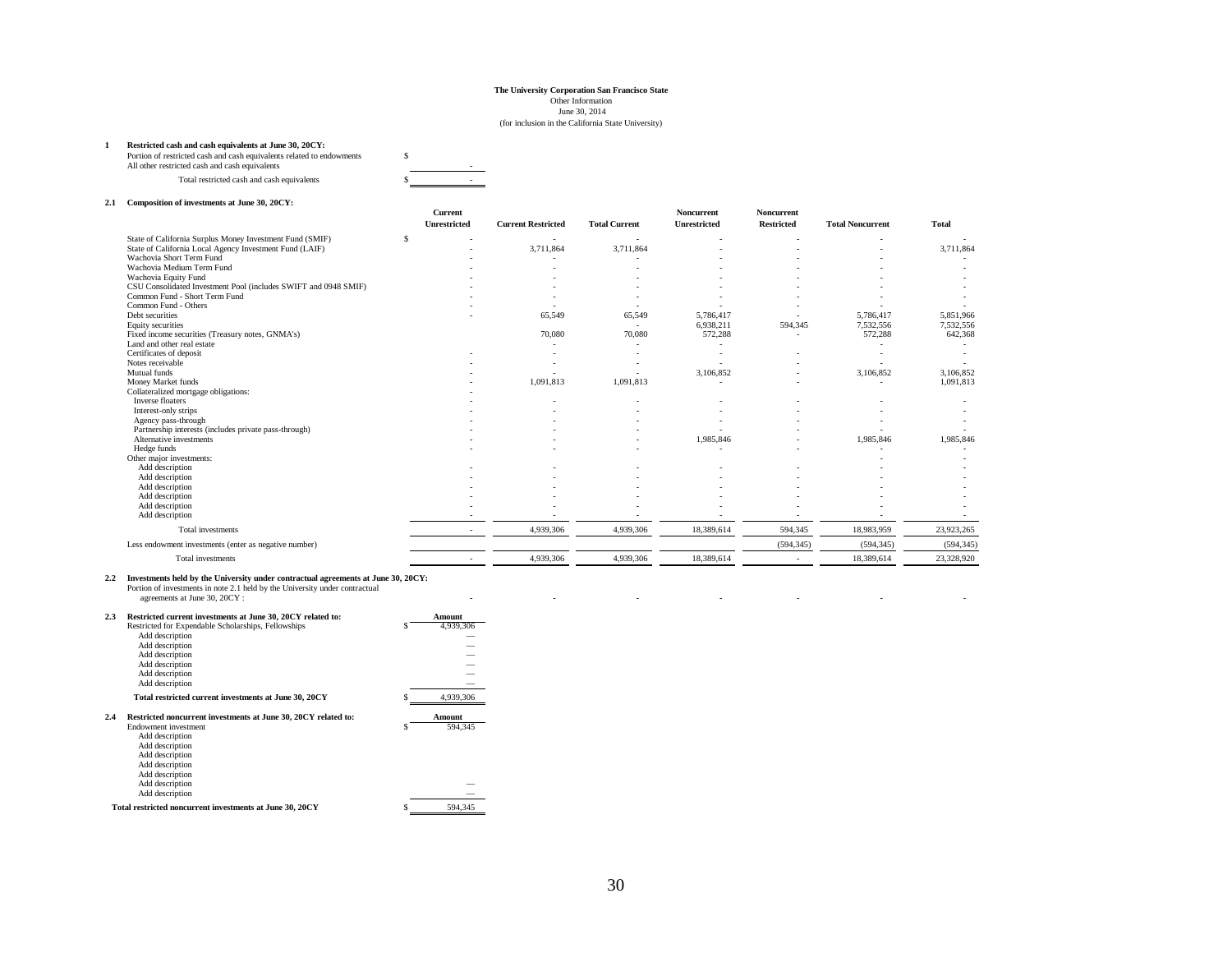**The University Corporation San Francisco State**
Other Information
June 30, 2014
(for inclusion in the California State University)

**1 Restricted cash and cash equivalents at June 30, 20CY:**

| | |
|---|---|
| Portion of restricted cash and cash equivalents related to endowments | $ |
| All other restricted cash and cash equivalents | - |
| Total restricted cash and cash equivalents | $ - |

**2.1 Composition of investments at June 30, 20CY:**

| | Current Unrestricted | Current Restricted | Total Current | Noncurrent Unrestricted | Noncurrent Restricted | Total Noncurrent | Total |
|---|---|---|---|---|---|---|---|
| State of California Surplus Money Investment Fund (SMIF) | $ - | - | - | - | - | - | - |
| State of California Local Agency Investment Fund (LAIF) | - | 3,711,864 | 3,711,864 | - | - | - | 3,711,864 |
| Wachovia Short Term Fund | - | - | - | - | - | - | - |
| Wachovia Medium Term Fund | - | - | - | - | - | - | - |
| Wachovia Equity Fund | - | - | - | - | - | - | - |
| CSU Consolidated Investment Pool (includes SWIFT and 0948 SMIF) | - | - | - | - | - | - | - |
| Common Fund - Short Term Fund | - | - | - | - | - | - | - |
| Common Fund - Others | - | - | - | - | - | - | - |
| Debt securities | - | 65,549 | 65,549 | 5,786,417 | - | 5,786,417 | 5,851,966 |
| Equity securities | | - | - | 6,938,211 | 594,345 | 7,532,556 | 7,532,556 |
| Fixed income securities (Treasury notes, GNMA's) | | 70,080 | 70,080 | 572,288 | - | 572,288 | 642,368 |
| Land and other real estate | | - | - | - | | - | - |
| Certificates of deposit | - | - | - | - | - | - | - |
| Notes receivable | - | - | - | - | - | - | - |
| Mutual funds | - | - | - | 3,106,852 | - | 3,106,852 | 3,106,852 |
| Money Market funds | - | 1,091,813 | 1,091,813 | - | - | - | 1,091,813 |
| Collateralized mortgage obligations: | - | | | | | | |
| Inverse floaters | - | - | - | - | - | - | - |
| Interest-only strips | - | - | - | - | - | - | - |
| Agency pass-through | - | - | - | - | - | - | - |
| Partnership interests (includes private pass-through) | - | - | - | - | - | - | - |
| Alternative investments | - | - | - | 1,985,846 | - | 1,985,846 | 1,985,846 |
| Hedge funds | - | - | - | - | - | - | - |
| Other major investments: | | | | | | - | - |
| Add description | - | - | - | - | - | - | - |
| Add description | - | - | - | - | - | - | - |
| Add description | - | - | - | - | - | - | - |
| Add description | - | - | - | - | - | - | - |
| Add description | - | - | - | - | - | - | - |
| Add description | - | - | - | - | - | - | - |
| Total investments | - | 4,939,306 | 4,939,306 | 18,389,614 | 594,345 | 18,983,959 | 23,923,265 |
| Less endowment investments (enter as negative number) | | | | | (594,345) | (594,345) | (594,345) |
| Total investments | - | 4,939,306 | 4,939,306 | 18,389,614 | - | 18,389,614 | 23,328,920 |

**2.2 Investments held by the University under contractual agreements at June 30, 20CY:**

| | | | | | | | |
|---|---|---|---|---|---|---|---|
| Portion of investments in note 2.1 held by the University under contractual agreements at June 30, 20CY : | - | - | - | - | - | - | - |

**2.3 Restricted current investments at June 30, 20CY related to:**

| | Amount |
|---|---|
| Restricted for Expendable Scholarships, Fellowships | $ 4,939,306 |
| Add description | — |
| Add description | — |
| Add description | — |
| Add description | — |
| Add description | — |
| Add description | — |
| **Total restricted current investments at June 30, 20CY** | $ 4,939,306 |

**2.4 Restricted noncurrent investments at June 30, 20CY related to:**

| | Amount |
|---|---|
| Endowment investment | $ 594,345 |
| Add description | |
| Add description | |
| Add description | |
| Add description | |
| Add description | |
| Add description | — |
| Add description | — |
| **Total restricted noncurrent investments at June 30, 20CY** | $ 594,345 |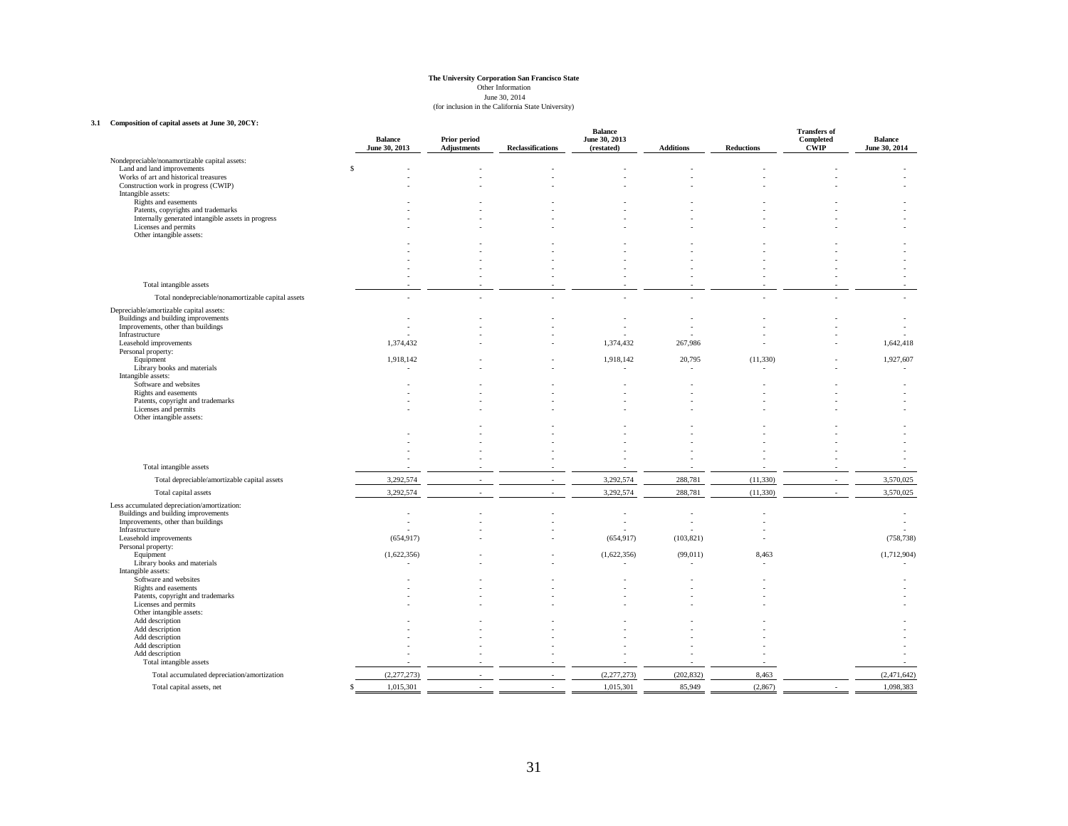**The University Corporation San Francisco State**
Other Information
June 30, 2014
(for inclusion in the California State University)

**3.1 Composition of capital assets at June 30, 20CY:**

| | Balance June 30, 2013 | Prior period Adjustments | Reclassifications | Balance June 30, 2013 (restated) | Additions | Reductions | Transfers of Completed CWIP | Balance June 30, 2014 |
|---|---|---|---|---|---|---|---|---|
| Nondepreciable/nonamortizable capital assets: | | | | | | | | |
| Land and land improvements | $ - | - | - | - | - | - | - | - |
| Works of art and historical treasures | - | - | - | - | - | - | - | - |
| Construction work in progress (CWIP) | - | - | - | - | - | - | - | - |
| Intangible assets: | | | | | | | | |
| Rights and easements | - | - | - | - | - | - | - | - |
| Patents, copyrights and trademarks | - | - | - | - | - | - | - | - |
| Internally generated intangible assets in progress | - | - | - | - | - | - | - | - |
| Licenses and permits | - | - | - | - | - | - | - | - |
| Other intangible assets: | | | | | | | | |
| | - | - | - | - | - | - | - | - |
| | - | - | - | - | - | - | - | - |
| | - | - | - | - | - | - | - | - |
| | - | - | - | - | - | - | - | - |
| | - | - | - | - | - | - | - | - |
| Total intangible assets | - | - | - | - | - | - | - | - |
| Total nondepreciable/nonamortizable capital assets | - | - | - | - | - | - | - | - |
| Depreciable/amortizable capital assets: | | | | | | | | |
| Buildings and building improvements | - | - | - | - | - | - | - | - |
| Improvements, other than buildings | - | - | - | - | - | - | - | - |
| Infrastructure | - | - | - | - | - | - | - | - |
| Leasehold improvements | 1,374,432 | - | - | 1,374,432 | 267,986 | - | - | 1,642,418 |
| Personal property: | | | | | | | | |
| Equipment | 1,918,142 | - | - | 1,918,142 | 20,795 | (11,330) | - | 1,927,607 |
| Library books and materials | - | - | - | - | - | - | - | - |
| Intangible assets: | | | | | | | | |
| Software and websites | - | - | - | - | - | - | - | - |
| Rights and easements | - | - | - | - | - | - | - | - |
| Patents, copyright and trademarks | - | - | - | - | - | - | - | - |
| Licenses and permits | - | - | - | - | - | - | - | - |
| Other intangible assets: | | | | | | | | |
| | | - | - | - | - | - | - | - |
| | - | - | - | - | - | - | - | - |
| | - | - | - | - | - | - | - | - |
| | - | - | - | - | - | - | - | - |
| | - | - | - | - | - | - | - | - |
| Total intangible assets | - | - | - | - | - | - | - | - |
| Total depreciable/amortizable capital assets | 3,292,574 | - | - | 3,292,574 | 288,781 | (11,330) | - | 3,570,025 |
| Total capital assets | 3,292,574 | - | - | 3,292,574 | 288,781 | (11,330) | - | 3,570,025 |
| Less accumulated depreciation/amortization: | | | | | | | | |
| Buildings and building improvements | - | - | - | - | - | - | | - |
| Improvements, other than buildings | - | - | - | - | - | - | | - |
| Infrastructure | - | - | - | - | - | - | | - |
| Leasehold improvements | (654,917) | - | - | (654,917) | (103,821) | - | | (758,738) |
| Personal property: | | | | | | | | |
| Equipment | (1,622,356) | - | - | (1,622,356) | (99,011) | 8,463 | | (1,712,904) |
| Library books and materials | - | - | - | - | - | - | | - |
| Intangible assets: | | | | | | | | |
| Software and websites | - | - | - | - | - | - | | - |
| Rights and easements | - | - | - | - | - | - | | - |
| Patents, copyright and trademarks | - | - | - | - | - | - | | - |
| Licenses and permits | - | - | - | - | - | - | | - |
| Other intangible assets: | | | | | | | | |
| Add description | - | - | - | - | - | - | | - |
| Add description | - | - | - | - | - | - | | - |
| Add description | - | - | - | - | - | - | | - |
| Add description | - | - | - | - | - | - | | - |
| Add description | - | - | - | - | - | - | | - |
| Total intangible assets | - | - | - | - | - | - | | - |
| Total accumulated depreciation/amortization | (2,277,273) | - | - | (2,277,273) | (202,832) | 8,463 | | (2,471,642) |
| Total capital assets, net | $ 1,015,301 | - | - | 1,015,301 | 85,949 | (2,867) | - | 1,098,383 |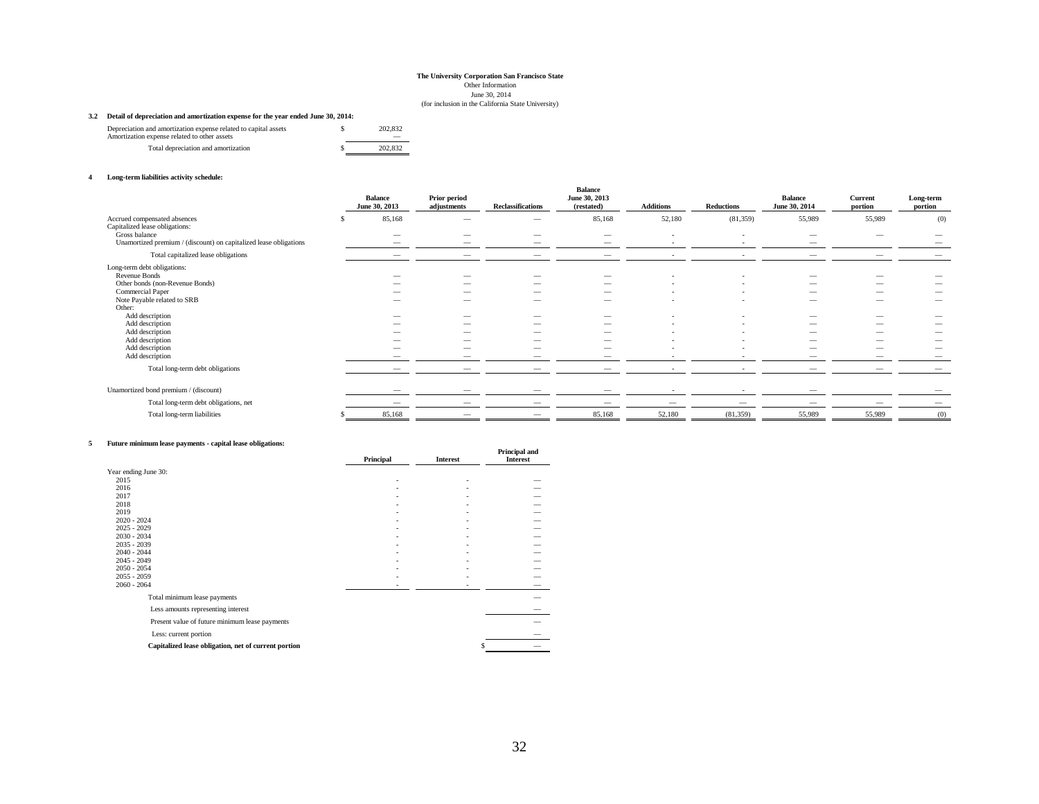**The University Corporation San Francisco State**
Other Information
June 30, 2014
(for inclusion in the California State University)

**3.2 Detail of depreciation and amortization expense for the year ended June 30, 2014:**

| | | |
|---|---|---|
| Depreciation and amortization expense related to capital assets | $ | 202,832 |
| Amortization expense related to other assets | | — |
| Total depreciation and amortization | $ | 202,832 |

**4 Long-term liabilities activity schedule:**

| | Balance June 30, 2013 | Prior period adjustments | Reclassifications | Balance June 30, 2013 (restated) | Additions | Reductions | Balance June 30, 2014 | Current portion | Long-term portion |
|---|---|---|---|---|---|---|---|---|---|
| Accrued compensated absences | $ 85,168 | — | — | 85,168 | 52,180 | (81,359) | 55,989 | 55,989 | (0) |
| Capitalized lease obligations: | | | | | | | | | |
| Gross balance | — | — | — | — | - | - | — | — | — |
| Unamortized premium / (discount) on capitalized lease obligations | — | — | — | — | - | - | — | | — |
| Total capitalized lease obligations | — | — | — | — | - | - | — | — | — |
| Long-term debt obligations: | | | | | | | | | |
| Revenue Bonds | — | — | — | — | - | - | — | — | — |
| Other bonds (non-Revenue Bonds) | — | — | — | — | - | - | — | — | — |
| Commercial Paper | — | — | — | — | - | - | — | — | — |
| Note Payable related to SRB | — | — | — | — | - | - | — | — | — |
| Other: | | | | | | | | | |
| Add description | — | — | — | — | - | - | — | — | — |
| Add description | — | — | — | — | - | - | — | — | — |
| Add description | — | — | — | — | - | - | — | — | — |
| Add description | — | — | — | — | - | - | — | — | — |
| Add description | — | — | — | — | - | - | — | — | — |
| Add description | — | — | — | — | - | - | — | — | — |
| Total long-term debt obligations | — | — | — | — | - | - | — | — | — |
| Unamortized bond premium / (discount) | — | — | — | — | - | - | — | | — |
| Total long-term debt obligations, net | — | — | — | — | — | — | — | — | — |
| Total long-term liabilities | $ 85,168 | — | — | 85,168 | 52,180 | (81,359) | 55,989 | 55,989 | (0) |

**5 Future minimum lease payments - capital lease obligations:**

| | Principal | Interest | Principal and Interest |
|---|---|---|---|
| Year ending June 30: | | | |
| 2015 | - | - | — |
| 2016 | - | - | — |
| 2017 | - | - | — |
| 2018 | - | - | — |
| 2019 | - | - | — |
| 2020 - 2024 | - | - | — |
| 2025 - 2029 | - | - | — |
| 2030 - 2034 | - | - | — |
| 2035 - 2039 | - | - | — |
| 2040 - 2044 | - | - | — |
| 2045 - 2049 | - | - | — |
| 2050 - 2054 | - | - | — |
| 2055 - 2059 | - | - | — |
| 2060 - 2064 | - | - | — |
| Total minimum lease payments | | | — |
| Less amounts representing interest | | | — |
| Present value of future minimum lease payments | | | — |
| Less: current portion | | | — |
| **Capitalized lease obligation, net of current portion** | | | $ — |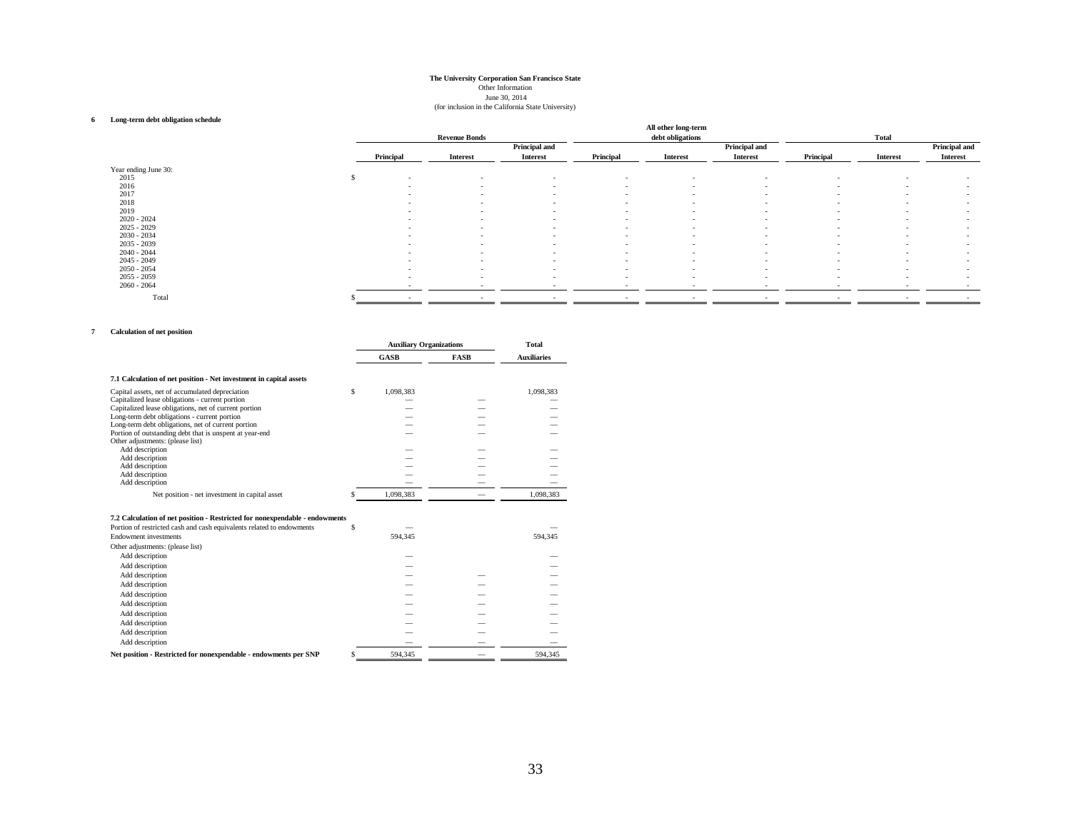**The University Corporation San Francisco State**
Other Information
June 30, 2014
(for inclusion in the California State University)

**6 Long-term debt obligation schedule**

| | Revenue Bonds | | | All other long-term debt obligations | | | Total | | |
|---|---|---|---|---|---|---|---|---|---|
| | Principal | Interest | Principal and Interest | Principal | Interest | Principal and Interest | Principal | Interest | Principal and Interest |
| Year ending June 30: | | | | | | | | | |
| 2015 | $ - | - | - | - | - | - | - | - | - |
| 2016 | - | - | - | - | - | - | - | - | - |
| 2017 | - | - | - | - | - | - | - | - | - |
| 2018 | - | - | - | - | - | - | - | - | - |
| 2019 | - | - | - | - | - | - | - | - | - |
| 2020 - 2024 | - | - | - | - | - | - | - | - | - |
| 2025 - 2029 | - | - | - | - | - | - | - | - | - |
| 2030 - 2034 | - | - | - | - | - | - | - | - | - |
| 2035 - 2039 | - | - | - | - | - | - | - | - | - |
| 2040 - 2044 | - | - | - | - | - | - | - | - | - |
| 2045 - 2049 | - | - | - | - | - | - | - | - | - |
| 2050 - 2054 | - | - | - | - | - | - | - | - | - |
| 2055 - 2059 | - | - | - | - | - | - | - | - | - |
| 2060 - 2064 | - | - | - | - | - | - | - | - | - |
| Total | $ - | - | - | - | - | - | - | - | - |

**7 Calculation of net position**

| | Auxiliary Organizations | | Total |
|---|---|---|---|
| | GASB | FASB | Auxiliaries |
| **7.1 Calculation of net position - Net investment in capital assets** | | | |
| Capital assets, net of accumulated depreciation | $ 1,098,383 | | 1,098,383 |
| Capitalized lease obligations - current portion | — | — | — |
| Capitalized lease obligations, net of current portion | — | — | — |
| Long-term debt obligations - current portion | — | — | — |
| Long-term debt obligations, net of current portion | — | — | — |
| Portion of outstanding debt that is unspent at year-end | — | — | — |
| Other adjustments: (please list) | | | |
| Add description | — | — | — |
| Add description | — | — | — |
| Add description | — | — | — |
| Add description | — | — | — |
| Add description | — | — | — |
| Net position - net investment in capital asset | $ 1,098,383 | — | 1,098,383 |
| **7.2 Calculation of net position - Restricted for nonexpendable - endowments** | | | |
| Portion of restricted cash and cash equivalents related to endowments | $ — | | — |
| Endowment investments | 594,345 | | 594,345 |
| Other adjustments: (please list) | | | |
| Add description | — | | — |
| Add description | — | | — |
| Add description | — | — | — |
| Add description | — | — | — |
| Add description | — | — | — |
| Add description | — | — | — |
| Add description | — | — | — |
| Add description | — | — | — |
| Add description | — | — | — |
| Add description | — | — | — |
| **Net position - Restricted for nonexpendable - endowments per SNP** | $ 594,345 | — | 594,345 |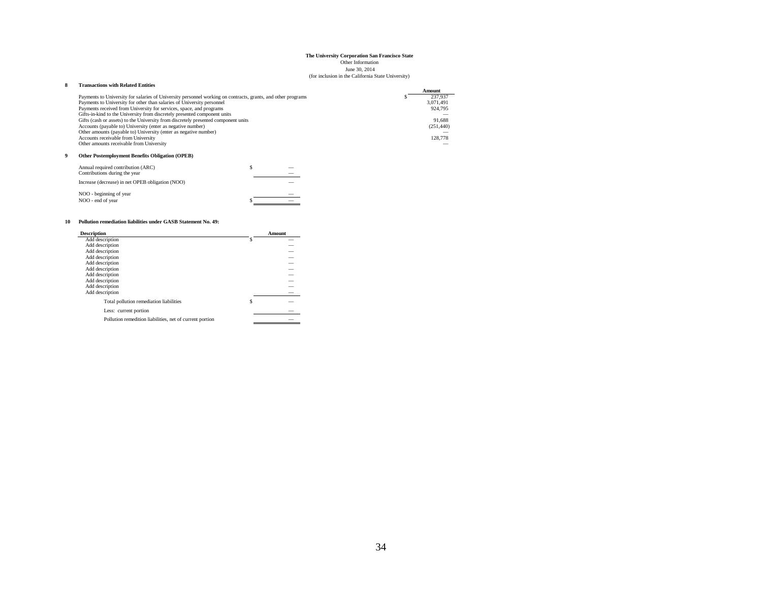**The University Corporation San Francisco State**
Other Information
June 30, 2014
(for inclusion in the California State University)

**8 Transactions with Related Entities**

| | Amount |
|---|---|
| Payments to University for salaries of University personnel working on contracts, grants, and other programs | $ 237,937 |
| Payments to University for other than salaries of University personnel | 3,071,491 |
| Payments received from University for services, space, and programs | 924,795 |
| Gifts-in-kind to the University from discretely presented component units | — |
| Gifts (cash or assets) to the University from discretely presented component units | 91,688 |
| Accounts (payable to) University (enter as negative number) | (251,440) |
| Other amounts (payable to) University (enter as negative number) | — |
| Accounts receivable from University | 128,778 |
| Other amounts receivable from University | — |

**9 Other Postemployment Benefits Obligation (OPEB)**

| | |
|---|---|
| Annual required contribution (ARC) | $ — |
| Contributions during the year | — |
| Increase (decrease) in net OPEB obligation (NOO) | — |
| NOO - beginning of year | — |
| NOO - end of year | $ — |

**10 Pollution remediation liabilities under GASB Statement No. 49:**

| Description | Amount |
|---|---|
| Add description | $ — |
| Add description | — |
| Add description | — |
| Add description | — |
| Add description | — |
| Add description | — |
| Add description | — |
| Add description | — |
| Add description | — |
| Add description | — |
| Total pollution remediation liabilities | $ — |
| Less: current portion | — |
| Pollution remedition liabilities, net of current portion | — |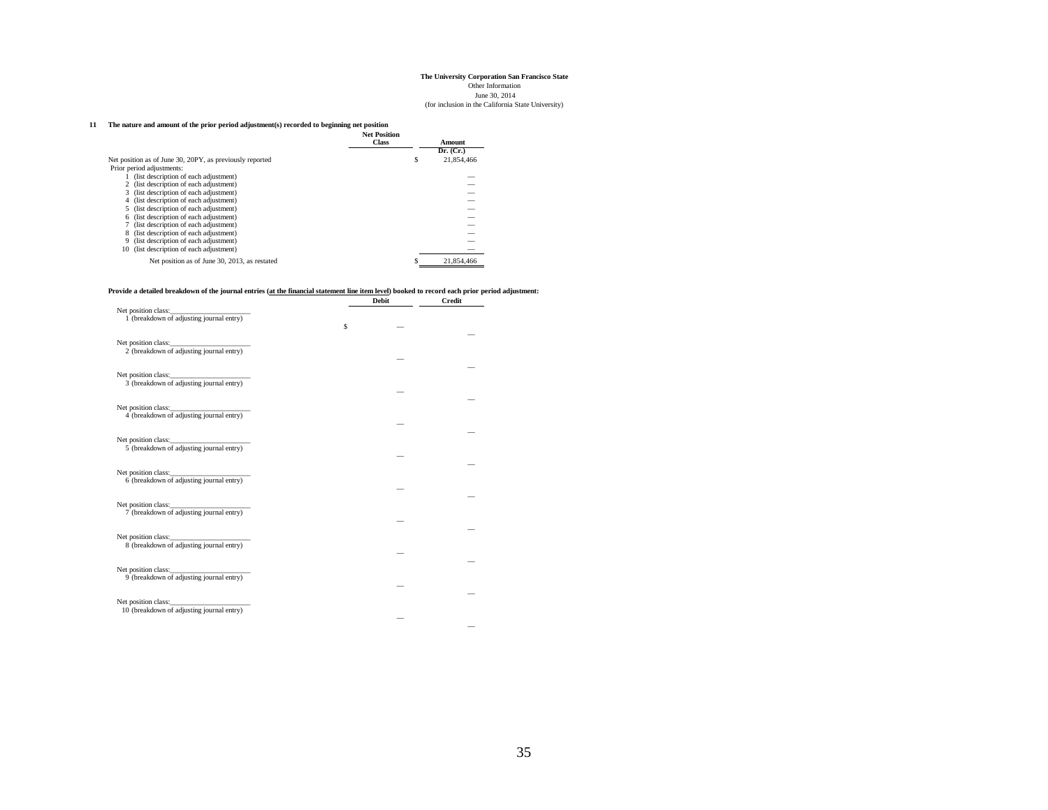**The University Corporation San Francisco State**
Other Information
June 30, 2014
(for inclusion in the California State University)

**11 The nature and amount of the prior period adjustment(s) recorded to beginning net position**

| | Net Position Class | Amount Dr. (Cr.) |
|---|---|---|
| Net position as of June 30, 20PY, as previously reported | | $ 21,854,466 |
| Prior period adjustments: | | |
| 1 (list description of each adjustment) | | — |
| 2 (list description of each adjustment) | | — |
| 3 (list description of each adjustment) | | — |
| 4 (list description of each adjustment) | | — |
| 5 (list description of each adjustment) | | — |
| 6 (list description of each adjustment) | | — |
| 7 (list description of each adjustment) | | — |
| 8 (list description of each adjustment) | | — |
| 9 (list description of each adjustment) | | — |
| 10 (list description of each adjustment) | | — |
| Net position as of June 30, 2013, as restated | | $ 21,854,466 |

**Provide a detailed breakdown of the journal entries (at the financial statement line item level) booked to record each prior period adjustment:**

| | Debit | Credit |
|---|---|---|
| Net position class:______________________ | | |
| 1 (breakdown of adjusting journal entry) | | |
| | $ — | |
| | | — |
| Net position class:______________________ | | |
| 2 (breakdown of adjusting journal entry) | | |
| | — | |
| | | — |
| Net position class:______________________ | | |
| 3 (breakdown of adjusting journal entry) | | |
| | — | |
| | | — |
| Net position class:______________________ | | |
| 4 (breakdown of adjusting journal entry) | | |
| | — | |
| | | — |
| Net position class:______________________ | | |
| 5 (breakdown of adjusting journal entry) | | |
| | — | |
| | | — |
| Net position class:______________________ | | |
| 6 (breakdown of adjusting journal entry) | | |
| | — | |
| | | — |
| Net position class:______________________ | | |
| 7 (breakdown of adjusting journal entry) | | |
| | — | |
| | | — |
| Net position class:______________________ | | |
| 8 (breakdown of adjusting journal entry) | | |
| | — | |
| | | — |
| Net position class:______________________ | | |
| 9 (breakdown of adjusting journal entry) | | |
| | — | |
| | | — |
| Net position class:______________________ | | |
| 10 (breakdown of adjusting journal entry) | | |
| | — | |
| | | — |